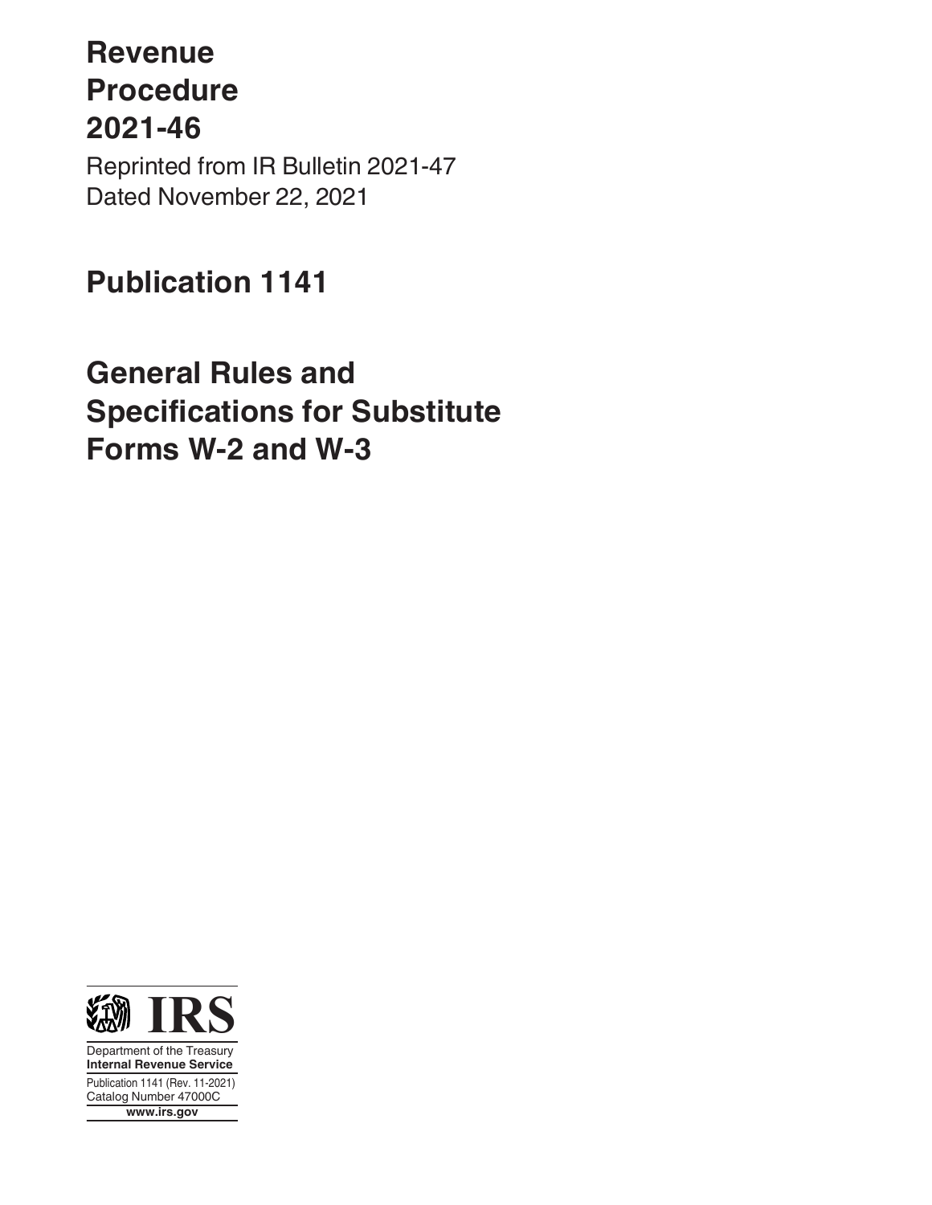# Revenue Procedure 2021-46

Reprinted from IR Bulletin 2021-47
Dated November 22, 2021

# Publication 1141

# General Rules and Specifications for Substitute Forms W-2 and W-3

IRS

Department of the Treasury
**Internal Revenue Service**

Publication 1141 (Rev. 11-2021)
Catalog Number 47000C

**www.irs.gov**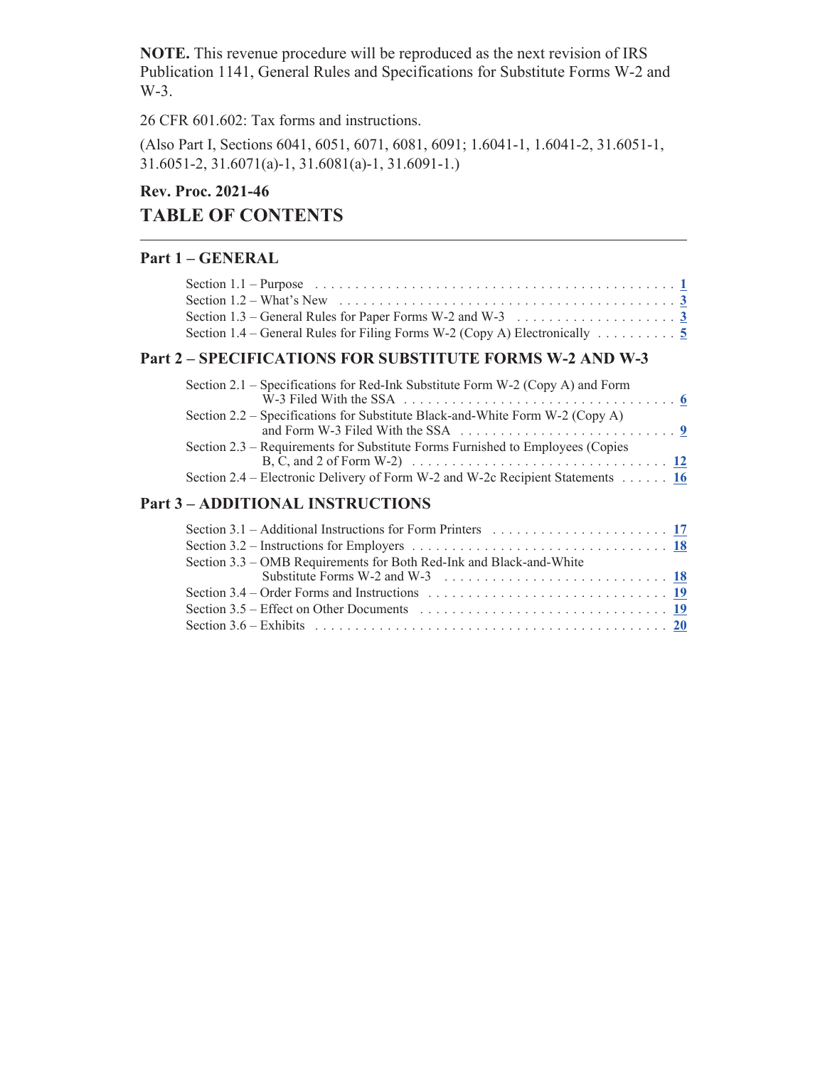**NOTE.** This revenue procedure will be reproduced as the next revision of IRS Publication 1141, General Rules and Specifications for Substitute Forms W-2 and W-3.

26 CFR 601.602: Tax forms and instructions.

(Also Part I, Sections 6041, 6051, 6071, 6081, 6091; 1.6041-1, 1.6041-2, 31.6051-1, 31.6051-2, 31.6071(a)-1, 31.6081(a)-1, 31.6091-1.)

**Rev. Proc. 2021-46**

# TABLE OF CONTENTS

## Part 1 – GENERAL

- Section 1.1 – Purpose . . . . . . . . . . 1
- Section 1.2 – What's New . . . . . . . . . . 3
- Section 1.3 – General Rules for Paper Forms W-2 and W-3 . . . . . . . . . . 3
- Section 1.4 – General Rules for Filing Forms W-2 (Copy A) Electronically . . . . . . . . . . 5

## Part 2 – SPECIFICATIONS FOR SUBSTITUTE FORMS W-2 AND W-3

- Section 2.1 – Specifications for Red-Ink Substitute Form W-2 (Copy A) and Form W-3 Filed With the SSA . . . . . . . . . . 6
- Section 2.2 – Specifications for Substitute Black-and-White Form W-2 (Copy A) and Form W-3 Filed With the SSA . . . . . . . . . . 9
- Section 2.3 – Requirements for Substitute Forms Furnished to Employees (Copies B, C, and 2 of Form W-2) . . . . . . . . . . 12
- Section 2.4 – Electronic Delivery of Form W-2 and W-2c Recipient Statements . . . . . . 16

## Part 3 – ADDITIONAL INSTRUCTIONS

- Section 3.1 – Additional Instructions for Form Printers . . . . . . . . . . 17
- Section 3.2 – Instructions for Employers . . . . . . . . . . 18
- Section 3.3 – OMB Requirements for Both Red-Ink and Black-and-White Substitute Forms W-2 and W-3 . . . . . . . . . . 18
- Section 3.4 – Order Forms and Instructions . . . . . . . . . . 19
- Section 3.5 – Effect on Other Documents . . . . . . . . . . 19
- Section 3.6 – Exhibits . . . . . . . . . . 20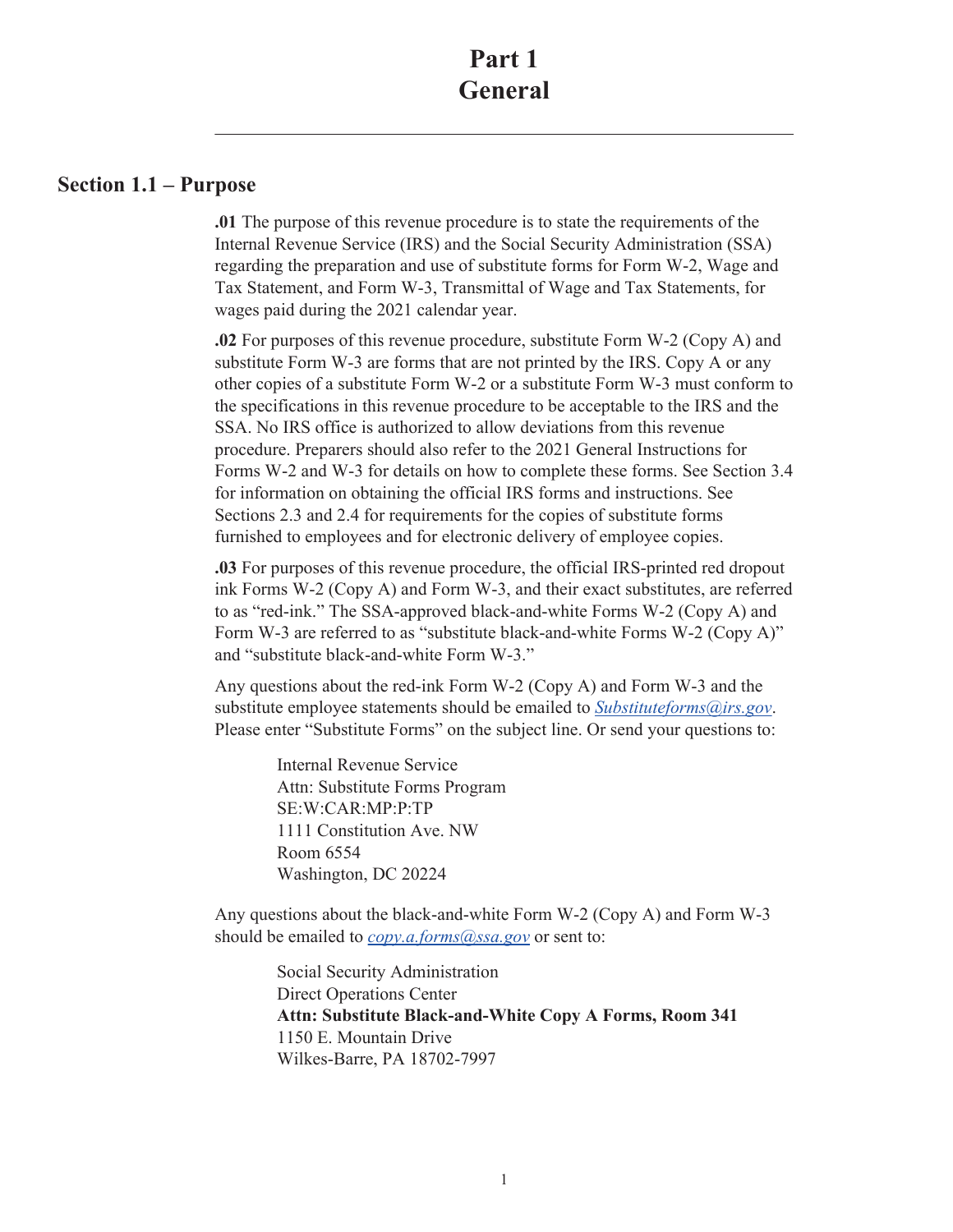# Part 1
# General

## Section 1.1 – Purpose

**.01** The purpose of this revenue procedure is to state the requirements of the Internal Revenue Service (IRS) and the Social Security Administration (SSA) regarding the preparation and use of substitute forms for Form W-2, Wage and Tax Statement, and Form W-3, Transmittal of Wage and Tax Statements, for wages paid during the 2021 calendar year.

**.02** For purposes of this revenue procedure, substitute Form W-2 (Copy A) and substitute Form W-3 are forms that are not printed by the IRS. Copy A or any other copies of a substitute Form W-2 or a substitute Form W-3 must conform to the specifications in this revenue procedure to be acceptable to the IRS and the SSA. No IRS office is authorized to allow deviations from this revenue procedure. Preparers should also refer to the 2021 General Instructions for Forms W-2 and W-3 for details on how to complete these forms. See Section 3.4 for information on obtaining the official IRS forms and instructions. See Sections 2.3 and 2.4 for requirements for the copies of substitute forms furnished to employees and for electronic delivery of employee copies.

**.03** For purposes of this revenue procedure, the official IRS-printed red dropout ink Forms W-2 (Copy A) and Form W-3, and their exact substitutes, are referred to as "red-ink." The SSA-approved black-and-white Forms W-2 (Copy A) and Form W-3 are referred to as "substitute black-and-white Forms W-2 (Copy A)" and "substitute black-and-white Form W-3."

Any questions about the red-ink Form W-2 (Copy A) and Form W-3 and the substitute employee statements should be emailed to *Substituteforms@irs.gov*. Please enter "Substitute Forms" on the subject line. Or send your questions to:

> Internal Revenue Service
> Attn: Substitute Forms Program
> SE:W:CAR:MP:P:TP
> 1111 Constitution Ave. NW
> Room 6554
> Washington, DC 20224

Any questions about the black-and-white Form W-2 (Copy A) and Form W-3 should be emailed to *copy.a.forms@ssa.gov* or sent to:

> Social Security Administration
> Direct Operations Center
> **Attn: Substitute Black-and-White Copy A Forms, Room 341**
> 1150 E. Mountain Drive
> Wilkes-Barre, PA 18702-7997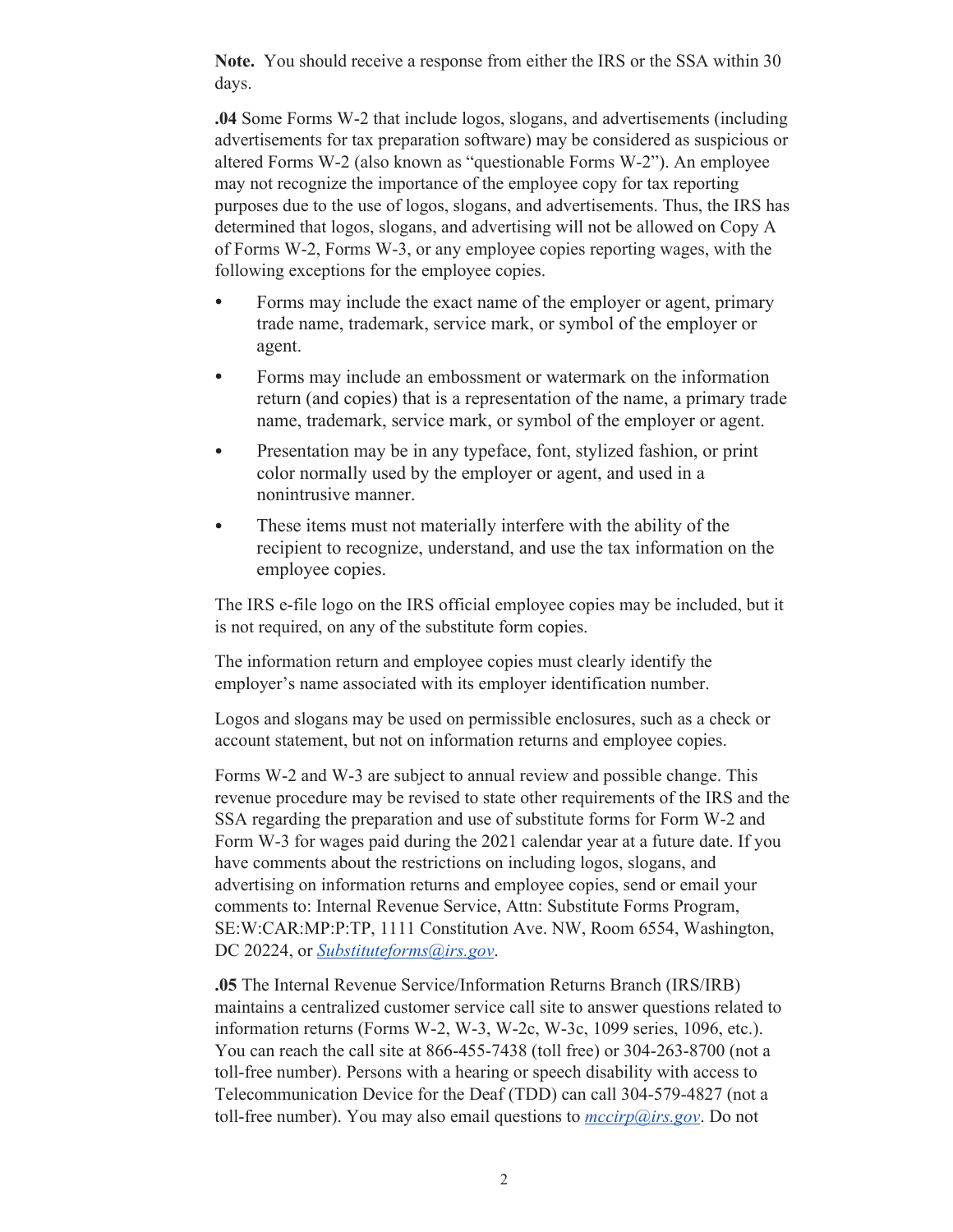**Note.** You should receive a response from either the IRS or the SSA within 30 days.

**.04** Some Forms W-2 that include logos, slogans, and advertisements (including advertisements for tax preparation software) may be considered as suspicious or altered Forms W-2 (also known as “questionable Forms W-2”). An employee may not recognize the importance of the employee copy for tax reporting purposes due to the use of logos, slogans, and advertisements. Thus, the IRS has determined that logos, slogans, and advertising will not be allowed on Copy A of Forms W-2, Forms W-3, or any employee copies reporting wages, with the following exceptions for the employee copies.

- Forms may include the exact name of the employer or agent, primary trade name, trademark, service mark, or symbol of the employer or agent.
- Forms may include an embossment or watermark on the information return (and copies) that is a representation of the name, a primary trade name, trademark, service mark, or symbol of the employer or agent.
- Presentation may be in any typeface, font, stylized fashion, or print color normally used by the employer or agent, and used in a nonintrusive manner.
- These items must not materially interfere with the ability of the recipient to recognize, understand, and use the tax information on the employee copies.

The IRS e-file logo on the IRS official employee copies may be included, but it is not required, on any of the substitute form copies.

The information return and employee copies must clearly identify the employer’s name associated with its employer identification number.

Logos and slogans may be used on permissible enclosures, such as a check or account statement, but not on information returns and employee copies.

Forms W-2 and W-3 are subject to annual review and possible change. This revenue procedure may be revised to state other requirements of the IRS and the SSA regarding the preparation and use of substitute forms for Form W-2 and Form W-3 for wages paid during the 2021 calendar year at a future date. If you have comments about the restrictions on including logos, slogans, and advertising on information returns and employee copies, send or email your comments to: Internal Revenue Service, Attn: Substitute Forms Program, SE:W:CAR:MP:P:TP, 1111 Constitution Ave. NW, Room 6554, Washington, DC 20224, or *Substituteforms@irs.gov*.

**.05** The Internal Revenue Service/Information Returns Branch (IRS/IRB) maintains a centralized customer service call site to answer questions related to information returns (Forms W-2, W-3, W-2c, W-3c, 1099 series, 1096, etc.). You can reach the call site at 866-455-7438 (toll free) or 304-263-8700 (not a toll-free number). Persons with a hearing or speech disability with access to Telecommunication Device for the Deaf (TDD) can call 304-579-4827 (not a toll-free number). You may also email questions to *mccirp@irs.gov*. Do not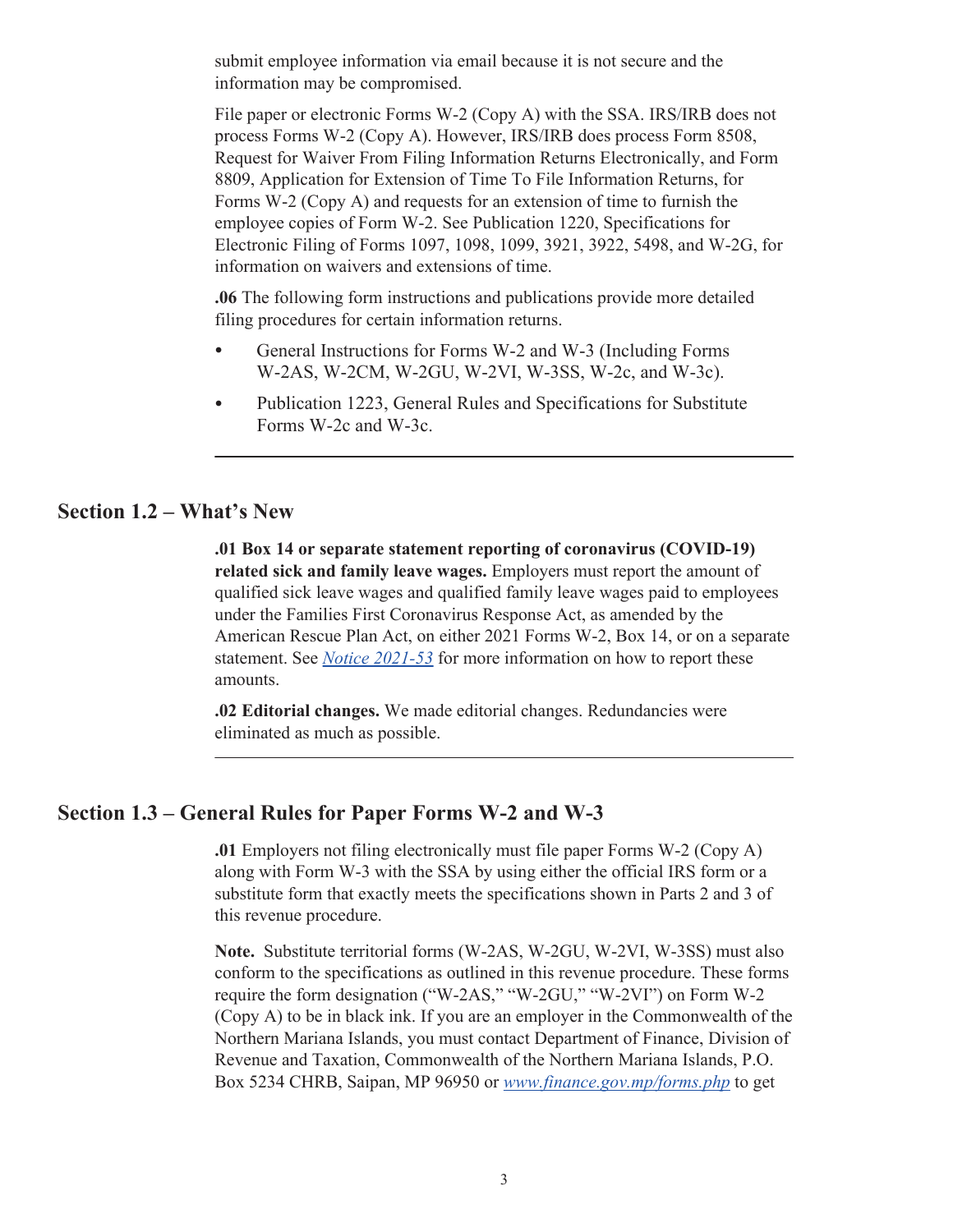submit employee information via email because it is not secure and the information may be compromised.

File paper or electronic Forms W-2 (Copy A) with the SSA. IRS/IRB does not process Forms W-2 (Copy A). However, IRS/IRB does process Form 8508, Request for Waiver From Filing Information Returns Electronically, and Form 8809, Application for Extension of Time To File Information Returns, for Forms W-2 (Copy A) and requests for an extension of time to furnish the employee copies of Form W-2. See Publication 1220, Specifications for Electronic Filing of Forms 1097, 1098, 1099, 3921, 3922, 5498, and W-2G, for information on waivers and extensions of time.

**.06** The following form instructions and publications provide more detailed filing procedures for certain information returns.

- General Instructions for Forms W-2 and W-3 (Including Forms W-2AS, W-2CM, W-2GU, W-2VI, W-3SS, W-2c, and W-3c).
- Publication 1223, General Rules and Specifications for Substitute Forms W-2c and W-3c.

## Section 1.2 – What's New

**.01 Box 14 or separate statement reporting of coronavirus (COVID-19) related sick and family leave wages.** Employers must report the amount of qualified sick leave wages and qualified family leave wages paid to employees under the Families First Coronavirus Response Act, as amended by the American Rescue Plan Act, on either 2021 Forms W-2, Box 14, or on a separate statement. See *Notice 2021-53* for more information on how to report these amounts.

**.02 Editorial changes.** We made editorial changes. Redundancies were eliminated as much as possible.

## Section 1.3 – General Rules for Paper Forms W-2 and W-3

**.01** Employers not filing electronically must file paper Forms W-2 (Copy A) along with Form W-3 with the SSA by using either the official IRS form or a substitute form that exactly meets the specifications shown in Parts 2 and 3 of this revenue procedure.

**Note.** Substitute territorial forms (W-2AS, W-2GU, W-2VI, W-3SS) must also conform to the specifications as outlined in this revenue procedure. These forms require the form designation ("W-2AS," "W-2GU," "W-2VI") on Form W-2 (Copy A) to be in black ink. If you are an employer in the Commonwealth of the Northern Mariana Islands, you must contact Department of Finance, Division of Revenue and Taxation, Commonwealth of the Northern Mariana Islands, P.O. Box 5234 CHRB, Saipan, MP 96950 or *www.finance.gov.mp/forms.php* to get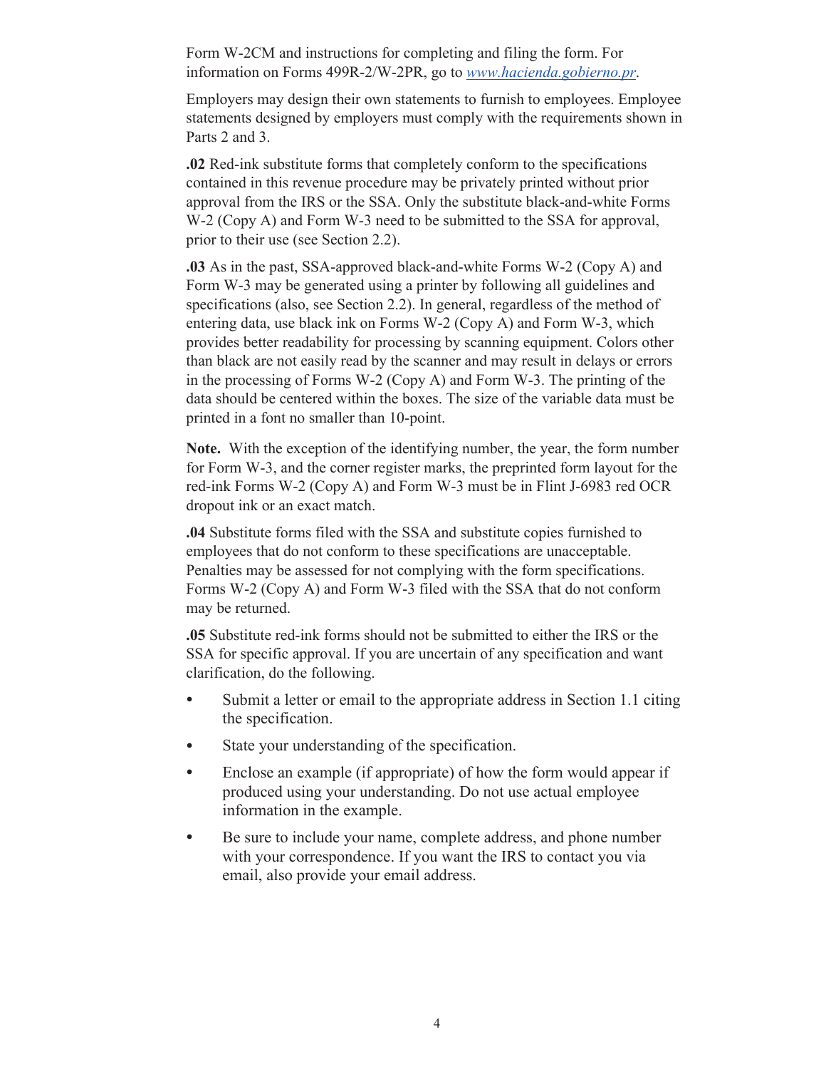Form W-2CM and instructions for completing and filing the form. For information on Forms 499R-2/W-2PR, go to *www.hacienda.gobierno.pr*.

Employers may design their own statements to furnish to employees. Employee statements designed by employers must comply with the requirements shown in Parts 2 and 3.

**.02** Red-ink substitute forms that completely conform to the specifications contained in this revenue procedure may be privately printed without prior approval from the IRS or the SSA. Only the substitute black-and-white Forms W-2 (Copy A) and Form W-3 need to be submitted to the SSA for approval, prior to their use (see Section 2.2).

**.03** As in the past, SSA-approved black-and-white Forms W-2 (Copy A) and Form W-3 may be generated using a printer by following all guidelines and specifications (also, see Section 2.2). In general, regardless of the method of entering data, use black ink on Forms W-2 (Copy A) and Form W-3, which provides better readability for processing by scanning equipment. Colors other than black are not easily read by the scanner and may result in delays or errors in the processing of Forms W-2 (Copy A) and Form W-3. The printing of the data should be centered within the boxes. The size of the variable data must be printed in a font no smaller than 10-point.

**Note.** With the exception of the identifying number, the year, the form number for Form W-3, and the corner register marks, the preprinted form layout for the red-ink Forms W-2 (Copy A) and Form W-3 must be in Flint J-6983 red OCR dropout ink or an exact match.

**.04** Substitute forms filed with the SSA and substitute copies furnished to employees that do not conform to these specifications are unacceptable. Penalties may be assessed for not complying with the form specifications. Forms W-2 (Copy A) and Form W-3 filed with the SSA that do not conform may be returned.

**.05** Substitute red-ink forms should not be submitted to either the IRS or the SSA for specific approval. If you are uncertain of any specification and want clarification, do the following.

- Submit a letter or email to the appropriate address in Section 1.1 citing the specification.
- State your understanding of the specification.
- Enclose an example (if appropriate) of how the form would appear if produced using your understanding. Do not use actual employee information in the example.
- Be sure to include your name, complete address, and phone number with your correspondence. If you want the IRS to contact you via email, also provide your email address.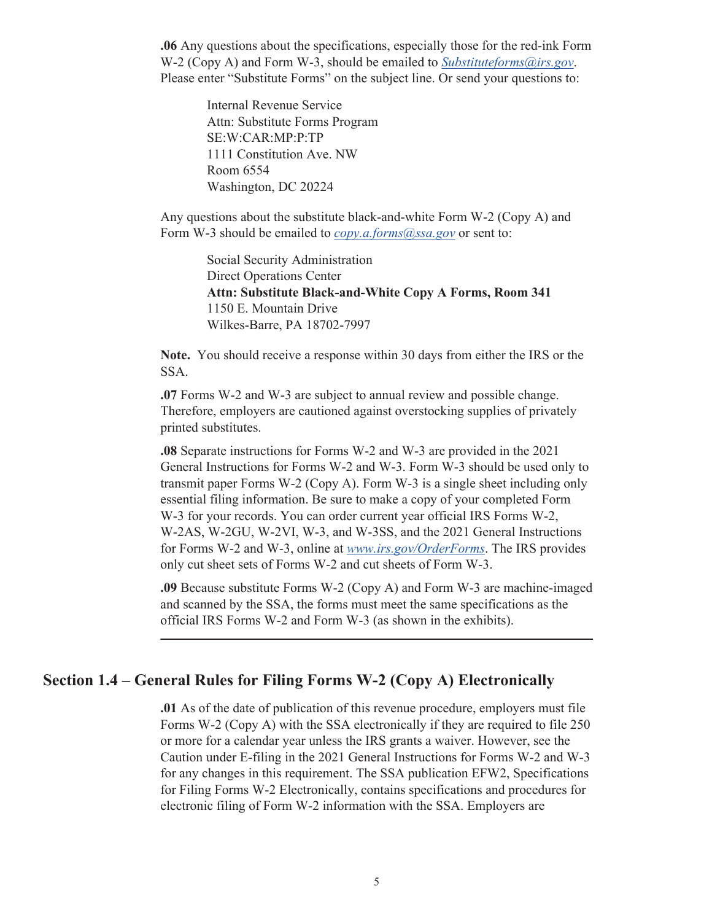**.06** Any questions about the specifications, especially those for the red-ink Form W-2 (Copy A) and Form W-3, should be emailed to *Substituteforms@irs.gov*. Please enter "Substitute Forms" on the subject line. Or send your questions to:

Internal Revenue Service
Attn: Substitute Forms Program
SE:W:CAR:MP:P:TP
1111 Constitution Ave. NW
Room 6554
Washington, DC 20224

Any questions about the substitute black-and-white Form W-2 (Copy A) and Form W-3 should be emailed to *copy.a.forms@ssa.gov* or sent to:

Social Security Administration
Direct Operations Center
**Attn: Substitute Black-and-White Copy A Forms, Room 341**
1150 E. Mountain Drive
Wilkes-Barre, PA 18702-7997

**Note.** You should receive a response within 30 days from either the IRS or the SSA.

**.07** Forms W-2 and W-3 are subject to annual review and possible change. Therefore, employers are cautioned against overstocking supplies of privately printed substitutes.

**.08** Separate instructions for Forms W-2 and W-3 are provided in the 2021 General Instructions for Forms W-2 and W-3. Form W-3 should be used only to transmit paper Forms W-2 (Copy A). Form W-3 is a single sheet including only essential filing information. Be sure to make a copy of your completed Form W-3 for your records. You can order current year official IRS Forms W-2, W-2AS, W-2GU, W-2VI, W-3, and W-3SS, and the 2021 General Instructions for Forms W-2 and W-3, online at *www.irs.gov/OrderForms*. The IRS provides only cut sheet sets of Forms W-2 and cut sheets of Form W-3.

**.09** Because substitute Forms W-2 (Copy A) and Form W-3 are machine-imaged and scanned by the SSA, the forms must meet the same specifications as the official IRS Forms W-2 and Form W-3 (as shown in the exhibits).

---

## Section 1.4 – General Rules for Filing Forms W-2 (Copy A) Electronically

**.01** As of the date of publication of this revenue procedure, employers must file Forms W-2 (Copy A) with the SSA electronically if they are required to file 250 or more for a calendar year unless the IRS grants a waiver. However, see the Caution under E-filing in the 2021 General Instructions for Forms W-2 and W-3 for any changes in this requirement. The SSA publication EFW2, Specifications for Filing Forms W-2 Electronically, contains specifications and procedures for electronic filing of Form W-2 information with the SSA. Employers are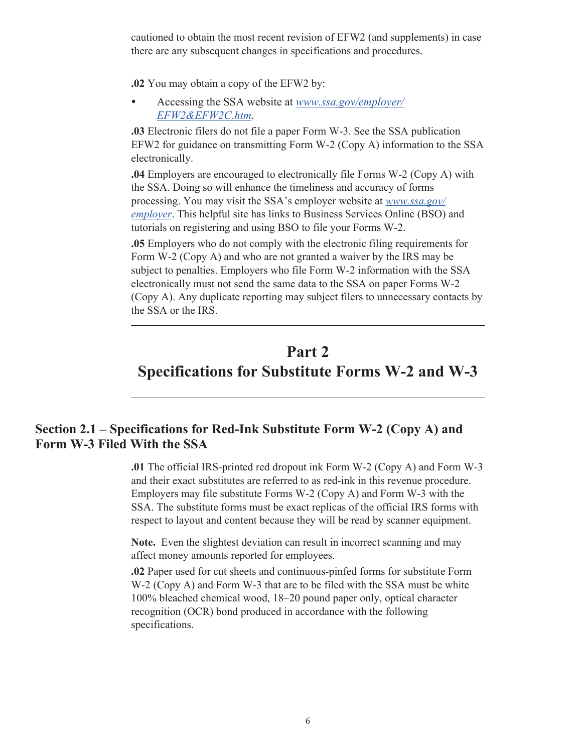cautioned to obtain the most recent revision of EFW2 (and supplements) in case there are any subsequent changes in specifications and procedures.

**.02** You may obtain a copy of the EFW2 by:

- Accessing the SSA website at *www.ssa.gov/employer/EFW2&EFW2C.htm*.

**.03** Electronic filers do not file a paper Form W-3. See the SSA publication EFW2 for guidance on transmitting Form W-2 (Copy A) information to the SSA electronically.

**.04** Employers are encouraged to electronically file Forms W-2 (Copy A) with the SSA. Doing so will enhance the timeliness and accuracy of forms processing. You may visit the SSA's employer website at *www.ssa.gov/employer*. This helpful site has links to Business Services Online (BSO) and tutorials on registering and using BSO to file your Forms W-2.

**.05** Employers who do not comply with the electronic filing requirements for Form W-2 (Copy A) and who are not granted a waiver by the IRS may be subject to penalties. Employers who file Form W-2 information with the SSA electronically must not send the same data to the SSA on paper Forms W-2 (Copy A). Any duplicate reporting may subject filers to unnecessary contacts by the SSA or the IRS.

# Part 2
# Specifications for Substitute Forms W-2 and W-3

## Section 2.1 – Specifications for Red-Ink Substitute Form W-2 (Copy A) and Form W-3 Filed With the SSA

**.01** The official IRS-printed red dropout ink Form W-2 (Copy A) and Form W-3 and their exact substitutes are referred to as red-ink in this revenue procedure. Employers may file substitute Forms W-2 (Copy A) and Form W-3 with the SSA. The substitute forms must be exact replicas of the official IRS forms with respect to layout and content because they will be read by scanner equipment.

**Note.** Even the slightest deviation can result in incorrect scanning and may affect money amounts reported for employees.

**.02** Paper used for cut sheets and continuous-pinfed forms for substitute Form W-2 (Copy A) and Form W-3 that are to be filed with the SSA must be white 100% bleached chemical wood, 18–20 pound paper only, optical character recognition (OCR) bond produced in accordance with the following specifications.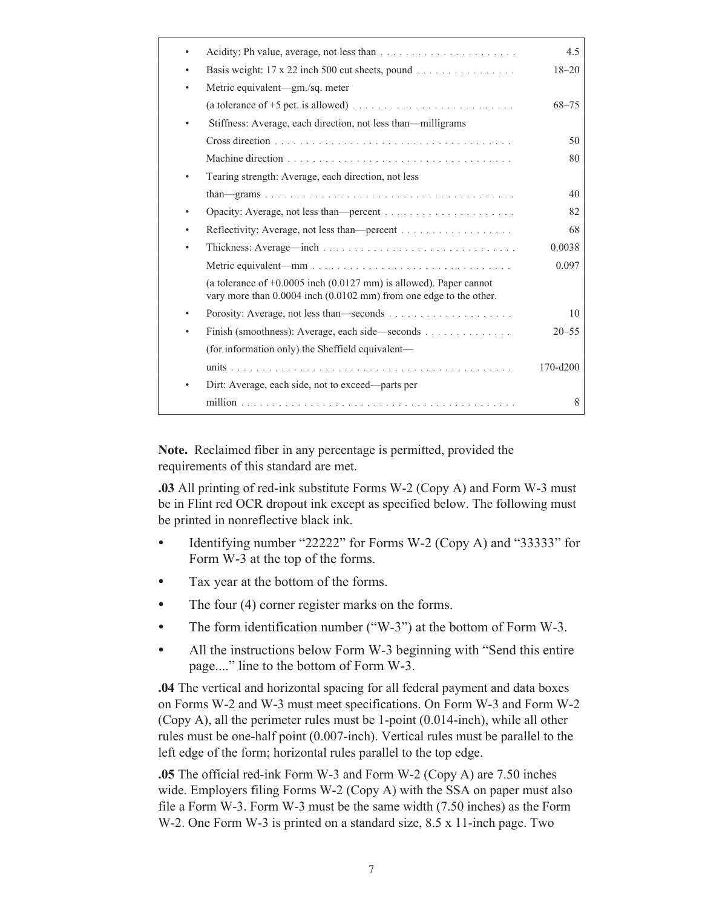| | | |
|---|---|---|
| • | Acidity: Ph value, average, not less than | 4.5 |
| • | Basis weight: 17 x 22 inch 500 cut sheets, pound | 18–20 |
| • | Metric equivalent—gm./sq. meter (a tolerance of +5 pct. is allowed) | 68–75 |
| • | Stiffness: Average, each direction, not less than—milligrams | |
| | Cross direction | 50 |
| | Machine direction | 80 |
| • | Tearing strength: Average, each direction, not less than—grams | 40 |
| • | Opacity: Average, not less than—percent | 82 |
| • | Reflectivity: Average, not less than—percent | 68 |
| • | Thickness: Average—inch | 0.0038 |
| | Metric equivalent—mm | 0.097 |
| | (a tolerance of +0.0005 inch (0.0127 mm) is allowed). Paper cannot vary more than 0.0004 inch (0.0102 mm) from one edge to the other. | |
| • | Porosity: Average, not less than—seconds | 10 |
| • | Finish (smoothness): Average, each side—seconds | 20–55 |
| | (for information only) the Sheffield equivalent—units | 170-d200 |
| • | Dirt: Average, each side, not to exceed—parts per million | 8 |

**Note.** Reclaimed fiber in any percentage is permitted, provided the requirements of this standard are met.

**.03** All printing of red-ink substitute Forms W-2 (Copy A) and Form W-3 must be in Flint red OCR dropout ink except as specified below. The following must be printed in nonreflective black ink.

- Identifying number “22222” for Forms W-2 (Copy A) and “33333” for Form W-3 at the top of the forms.
- Tax year at the bottom of the forms.
- The four (4) corner register marks on the forms.
- The form identification number (“W-3”) at the bottom of Form W-3.
- All the instructions below Form W-3 beginning with “Send this entire page....” line to the bottom of Form W-3.

**.04** The vertical and horizontal spacing for all federal payment and data boxes on Forms W-2 and W-3 must meet specifications. On Form W-3 and Form W-2 (Copy A), all the perimeter rules must be 1-point (0.014-inch), while all other rules must be one-half point (0.007-inch). Vertical rules must be parallel to the left edge of the form; horizontal rules parallel to the top edge.

**.05** The official red-ink Form W-3 and Form W-2 (Copy A) are 7.50 inches wide. Employers filing Forms W-2 (Copy A) with the SSA on paper must also file a Form W-3. Form W-3 must be the same width (7.50 inches) as the Form W-2. One Form W-3 is printed on a standard size, 8.5 x 11-inch page. Two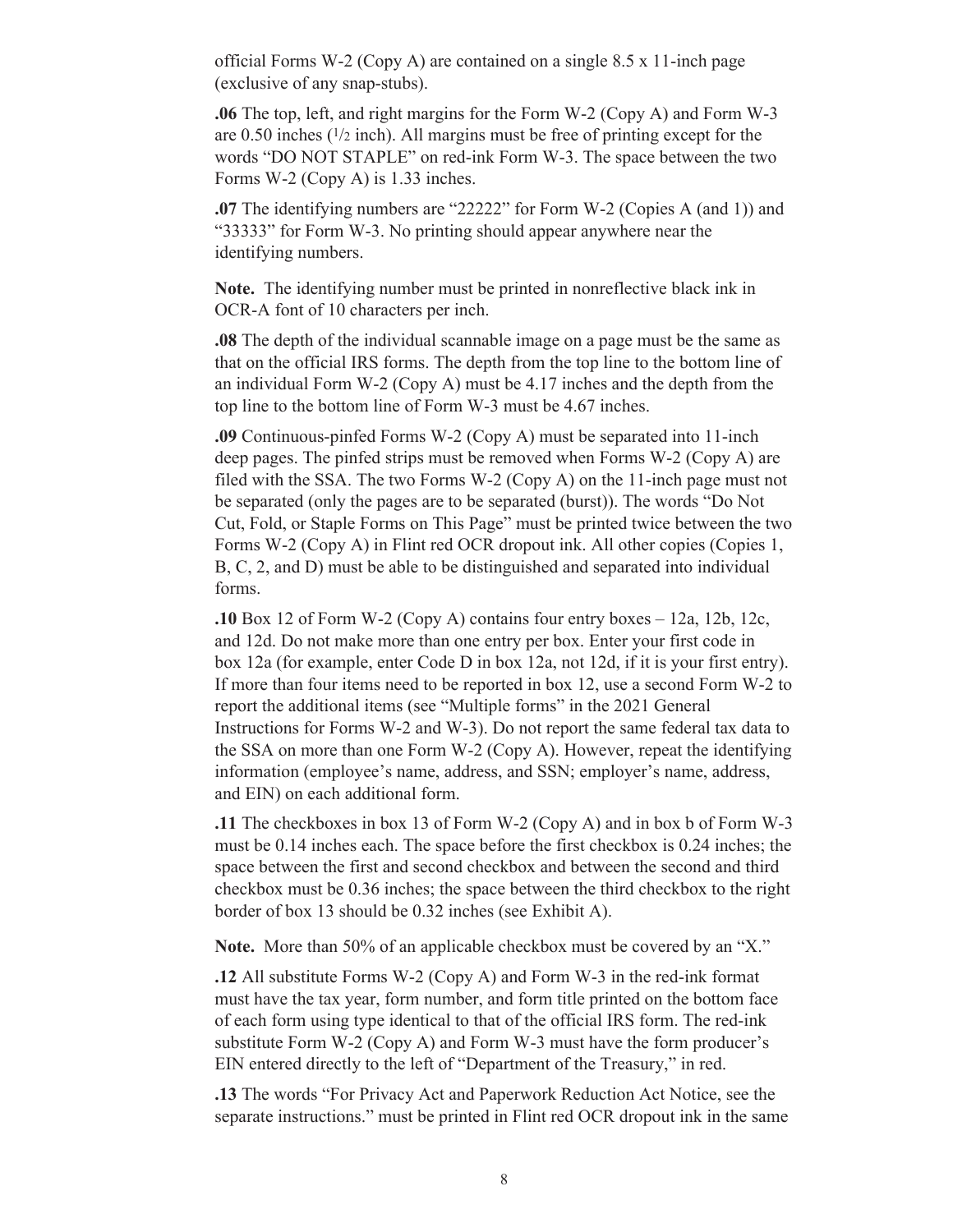official Forms W-2 (Copy A) are contained on a single 8.5 x 11-inch page (exclusive of any snap-stubs).

**.06** The top, left, and right margins for the Form W-2 (Copy A) and Form W-3 are 0.50 inches (1/2 inch). All margins must be free of printing except for the words "DO NOT STAPLE" on red-ink Form W-3. The space between the two Forms W-2 (Copy A) is 1.33 inches.

**.07** The identifying numbers are "22222" for Form W-2 (Copies A (and 1)) and "33333" for Form W-3. No printing should appear anywhere near the identifying numbers.

**Note.** The identifying number must be printed in nonreflective black ink in OCR-A font of 10 characters per inch.

**.08** The depth of the individual scannable image on a page must be the same as that on the official IRS forms. The depth from the top line to the bottom line of an individual Form W-2 (Copy A) must be 4.17 inches and the depth from the top line to the bottom line of Form W-3 must be 4.67 inches.

**.09** Continuous-pinfed Forms W-2 (Copy A) must be separated into 11-inch deep pages. The pinfed strips must be removed when Forms W-2 (Copy A) are filed with the SSA. The two Forms W-2 (Copy A) on the 11-inch page must not be separated (only the pages are to be separated (burst)). The words "Do Not Cut, Fold, or Staple Forms on This Page" must be printed twice between the two Forms W-2 (Copy A) in Flint red OCR dropout ink. All other copies (Copies 1, B, C, 2, and D) must be able to be distinguished and separated into individual forms.

**.10** Box 12 of Form W-2 (Copy A) contains four entry boxes – 12a, 12b, 12c, and 12d. Do not make more than one entry per box. Enter your first code in box 12a (for example, enter Code D in box 12a, not 12d, if it is your first entry). If more than four items need to be reported in box 12, use a second Form W-2 to report the additional items (see "Multiple forms" in the 2021 General Instructions for Forms W-2 and W-3). Do not report the same federal tax data to the SSA on more than one Form W-2 (Copy A). However, repeat the identifying information (employee's name, address, and SSN; employer's name, address, and EIN) on each additional form.

**.11** The checkboxes in box 13 of Form W-2 (Copy A) and in box b of Form W-3 must be 0.14 inches each. The space before the first checkbox is 0.24 inches; the space between the first and second checkbox and between the second and third checkbox must be 0.36 inches; the space between the third checkbox to the right border of box 13 should be 0.32 inches (see Exhibit A).

**Note.** More than 50% of an applicable checkbox must be covered by an "X."

**.12** All substitute Forms W-2 (Copy A) and Form W-3 in the red-ink format must have the tax year, form number, and form title printed on the bottom face of each form using type identical to that of the official IRS form. The red-ink substitute Form W-2 (Copy A) and Form W-3 must have the form producer's EIN entered directly to the left of "Department of the Treasury," in red.

**.13** The words "For Privacy Act and Paperwork Reduction Act Notice, see the separate instructions." must be printed in Flint red OCR dropout ink in the same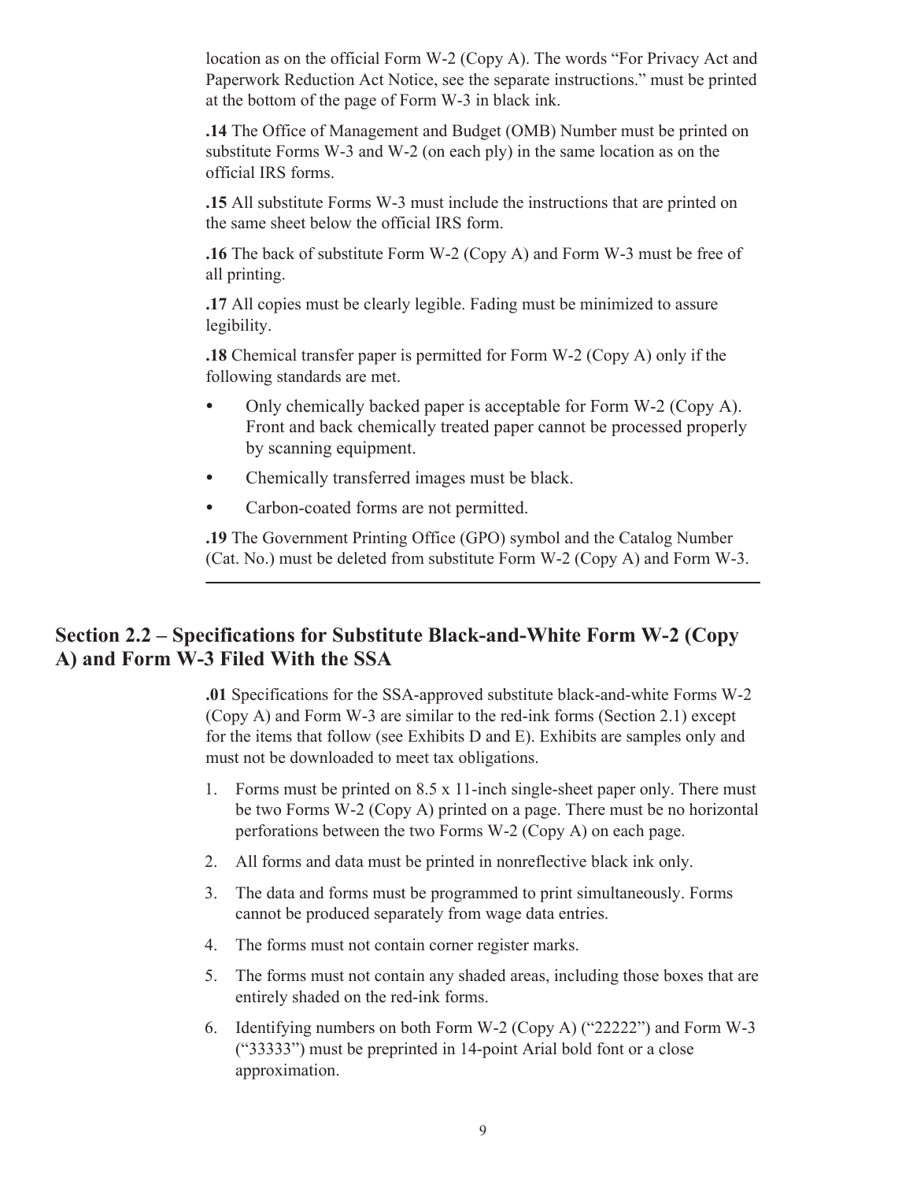location as on the official Form W-2 (Copy A). The words “For Privacy Act and Paperwork Reduction Act Notice, see the separate instructions.” must be printed at the bottom of the page of Form W-3 in black ink.

**.14** The Office of Management and Budget (OMB) Number must be printed on substitute Forms W-3 and W-2 (on each ply) in the same location as on the official IRS forms.

**.15** All substitute Forms W-3 must include the instructions that are printed on the same sheet below the official IRS form.

**.16** The back of substitute Form W-2 (Copy A) and Form W-3 must be free of all printing.

**.17** All copies must be clearly legible. Fading must be minimized to assure legibility.

**.18** Chemical transfer paper is permitted for Form W-2 (Copy A) only if the following standards are met.

- Only chemically backed paper is acceptable for Form W-2 (Copy A). Front and back chemically treated paper cannot be processed properly by scanning equipment.
- Chemically transferred images must be black.
- Carbon-coated forms are not permitted.

**.19** The Government Printing Office (GPO) symbol and the Catalog Number (Cat. No.) must be deleted from substitute Form W-2 (Copy A) and Form W-3.

---

## Section 2.2 – Specifications for Substitute Black-and-White Form W-2 (Copy A) and Form W-3 Filed With the SSA

**.01** Specifications for the SSA-approved substitute black-and-white Forms W-2 (Copy A) and Form W-3 are similar to the red-ink forms (Section 2.1) except for the items that follow (see Exhibits D and E). Exhibits are samples only and must not be downloaded to meet tax obligations.

1. Forms must be printed on 8.5 x 11-inch single-sheet paper only. There must be two Forms W-2 (Copy A) printed on a page. There must be no horizontal perforations between the two Forms W-2 (Copy A) on each page.
2. All forms and data must be printed in nonreflective black ink only.
3. The data and forms must be programmed to print simultaneously. Forms cannot be produced separately from wage data entries.
4. The forms must not contain corner register marks.
5. The forms must not contain any shaded areas, including those boxes that are entirely shaded on the red-ink forms.
6. Identifying numbers on both Form W-2 (Copy A) (“22222”) and Form W-3 (“33333”) must be preprinted in 14-point Arial bold font or a close approximation.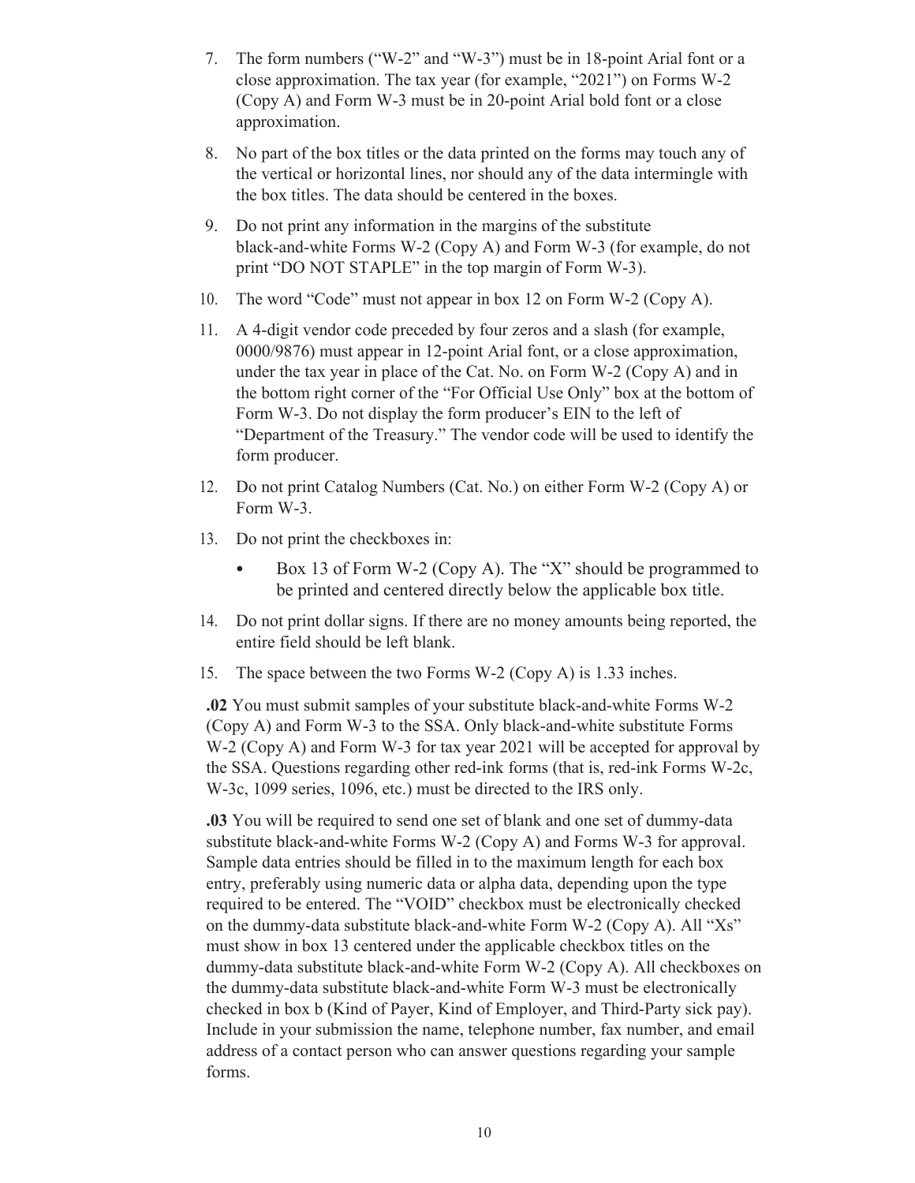7. The form numbers ("W-2" and "W-3") must be in 18-point Arial font or a close approximation. The tax year (for example, "2021") on Forms W-2 (Copy A) and Form W-3 must be in 20-point Arial bold font or a close approximation.

8. No part of the box titles or the data printed on the forms may touch any of the vertical or horizontal lines, nor should any of the data intermingle with the box titles. The data should be centered in the boxes.

9. Do not print any information in the margins of the substitute black-and-white Forms W-2 (Copy A) and Form W-3 (for example, do not print "DO NOT STAPLE" in the top margin of Form W-3).

10. The word "Code" must not appear in box 12 on Form W-2 (Copy A).

11. A 4-digit vendor code preceded by four zeros and a slash (for example, 0000/9876) must appear in 12-point Arial font, or a close approximation, under the tax year in place of the Cat. No. on Form W-2 (Copy A) and in the bottom right corner of the "For Official Use Only" box at the bottom of Form W-3. Do not display the form producer's EIN to the left of "Department of the Treasury." The vendor code will be used to identify the form producer.

12. Do not print Catalog Numbers (Cat. No.) on either Form W-2 (Copy A) or Form W-3.

13. Do not print the checkboxes in:
    - Box 13 of Form W-2 (Copy A). The "X" should be programmed to be printed and centered directly below the applicable box title.

14. Do not print dollar signs. If there are no money amounts being reported, the entire field should be left blank.

15. The space between the two Forms W-2 (Copy A) is 1.33 inches.

**.02** You must submit samples of your substitute black-and-white Forms W-2 (Copy A) and Form W-3 to the SSA. Only black-and-white substitute Forms W-2 (Copy A) and Form W-3 for tax year 2021 will be accepted for approval by the SSA. Questions regarding other red-ink forms (that is, red-ink Forms W-2c, W-3c, 1099 series, 1096, etc.) must be directed to the IRS only.

**.03** You will be required to send one set of blank and one set of dummy-data substitute black-and-white Forms W-2 (Copy A) and Forms W-3 for approval. Sample data entries should be filled in to the maximum length for each box entry, preferably using numeric data or alpha data, depending upon the type required to be entered. The "VOID" checkbox must be electronically checked on the dummy-data substitute black-and-white Form W-2 (Copy A). All "Xs" must show in box 13 centered under the applicable checkbox titles on the dummy-data substitute black-and-white Form W-2 (Copy A). All checkboxes on the dummy-data substitute black-and-white Form W-3 must be electronically checked in box b (Kind of Payer, Kind of Employer, and Third-Party sick pay). Include in your submission the name, telephone number, fax number, and email address of a contact person who can answer questions regarding your sample forms.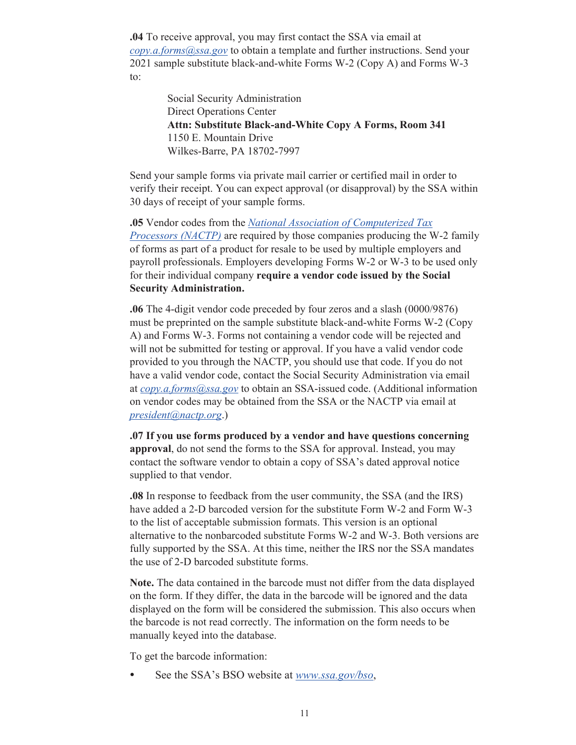**.04** To receive approval, you may first contact the SSA via email at *copy.a.forms@ssa.gov* to obtain a template and further instructions. Send your 2021 sample substitute black-and-white Forms W-2 (Copy A) and Forms W-3 to:

> Social Security Administration
> Direct Operations Center
> **Attn: Substitute Black-and-White Copy A Forms, Room 341**
> 1150 E. Mountain Drive
> Wilkes-Barre, PA 18702-7997

Send your sample forms via private mail carrier or certified mail in order to verify their receipt. You can expect approval (or disapproval) by the SSA within 30 days of receipt of your sample forms.

**.05** Vendor codes from the *National Association of Computerized Tax Processors (NACTP)* are required by those companies producing the W-2 family of forms as part of a product for resale to be used by multiple employers and payroll professionals. Employers developing Forms W-2 or W-3 to be used only for their individual company **require a vendor code issued by the Social Security Administration.**

**.06** The 4-digit vendor code preceded by four zeros and a slash (0000/9876) must be preprinted on the sample substitute black-and-white Forms W-2 (Copy A) and Forms W-3. Forms not containing a vendor code will be rejected and will not be submitted for testing or approval. If you have a valid vendor code provided to you through the NACTP, you should use that code. If you do not have a valid vendor code, contact the Social Security Administration via email at *copy.a.forms@ssa.gov* to obtain an SSA-issued code. (Additional information on vendor codes may be obtained from the SSA or the NACTP via email at *president@nactp.org*.)

**.07 If you use forms produced by a vendor and have questions concerning approval**, do not send the forms to the SSA for approval. Instead, you may contact the software vendor to obtain a copy of SSA's dated approval notice supplied to that vendor.

**.08** In response to feedback from the user community, the SSA (and the IRS) have added a 2-D barcoded version for the substitute Form W-2 and Form W-3 to the list of acceptable submission formats. This version is an optional alternative to the nonbarcoded substitute Forms W-2 and W-3. Both versions are fully supported by the SSA. At this time, neither the IRS nor the SSA mandates the use of 2-D barcoded substitute forms.

**Note.** The data contained in the barcode must not differ from the data displayed on the form. If they differ, the data in the barcode will be ignored and the data displayed on the form will be considered the submission. This also occurs when the barcode is not read correctly. The information on the form needs to be manually keyed into the database.

To get the barcode information:

- See the SSA's BSO website at *www.ssa.gov/bso*,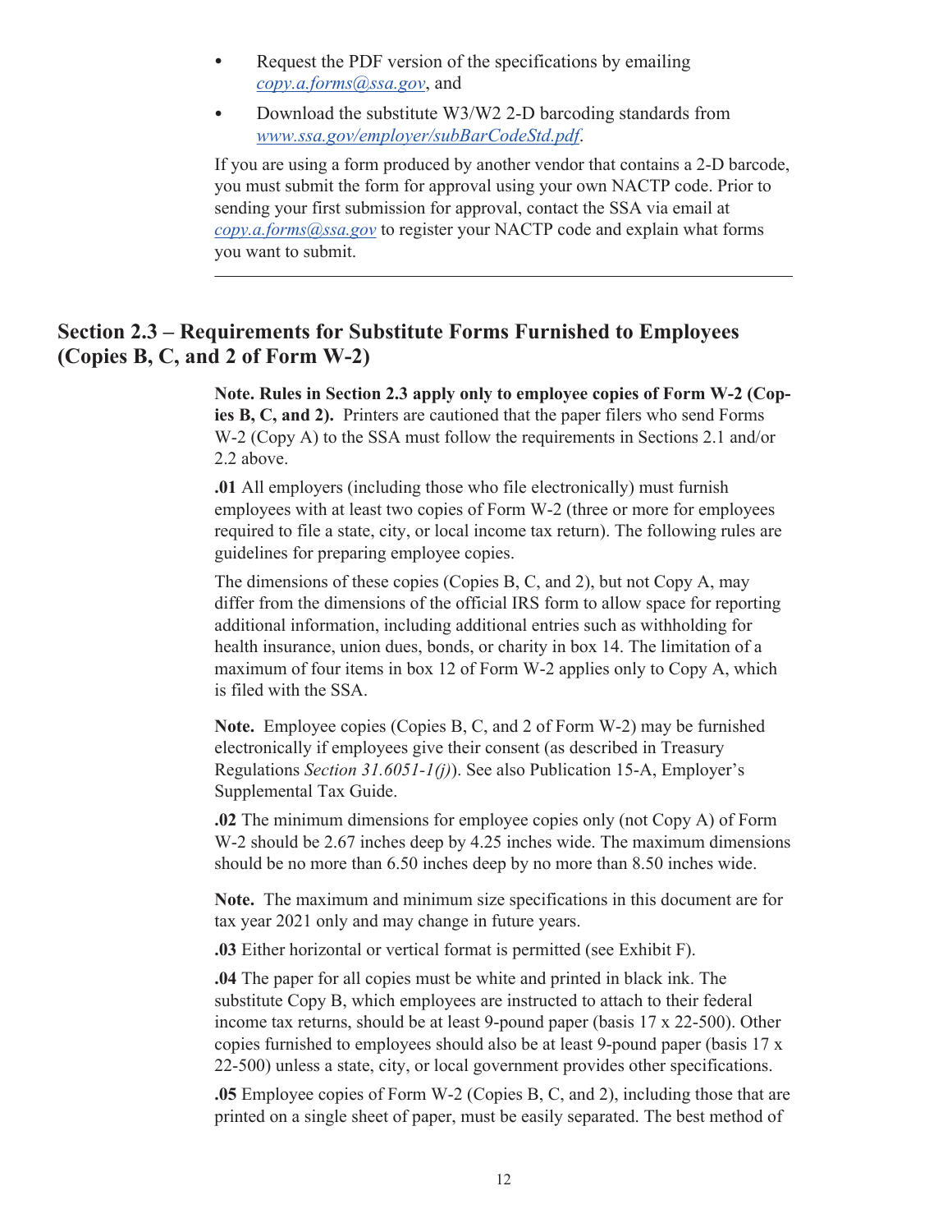- Request the PDF version of the specifications by emailing *copy.a.forms@ssa.gov*, and
- Download the substitute W3/W2 2-D barcoding standards from *www.ssa.gov/employer/subBarCodeStd.pdf*.

If you are using a form produced by another vendor that contains a 2-D barcode, you must submit the form for approval using your own NACTP code. Prior to sending your first submission for approval, contact the SSA via email at *copy.a.forms@ssa.gov* to register your NACTP code and explain what forms you want to submit.

---

## Section 2.3 – Requirements for Substitute Forms Furnished to Employees (Copies B, C, and 2 of Form W-2)

**Note. Rules in Section 2.3 apply only to employee copies of Form W-2 (Copies B, C, and 2).** Printers are cautioned that the paper filers who send Forms W-2 (Copy A) to the SSA must follow the requirements in Sections 2.1 and/or 2.2 above.

**.01** All employers (including those who file electronically) must furnish employees with at least two copies of Form W-2 (three or more for employees required to file a state, city, or local income tax return). The following rules are guidelines for preparing employee copies.

The dimensions of these copies (Copies B, C, and 2), but not Copy A, may differ from the dimensions of the official IRS form to allow space for reporting additional information, including additional entries such as withholding for health insurance, union dues, bonds, or charity in box 14. The limitation of a maximum of four items in box 12 of Form W-2 applies only to Copy A, which is filed with the SSA.

**Note.** Employee copies (Copies B, C, and 2 of Form W-2) may be furnished electronically if employees give their consent (as described in Treasury Regulations *Section 31.6051-1(j)*). See also Publication 15-A, Employer's Supplemental Tax Guide.

**.02** The minimum dimensions for employee copies only (not Copy A) of Form W-2 should be 2.67 inches deep by 4.25 inches wide. The maximum dimensions should be no more than 6.50 inches deep by no more than 8.50 inches wide.

**Note.** The maximum and minimum size specifications in this document are for tax year 2021 only and may change in future years.

**.03** Either horizontal or vertical format is permitted (see Exhibit F).

**.04** The paper for all copies must be white and printed in black ink. The substitute Copy B, which employees are instructed to attach to their federal income tax returns, should be at least 9-pound paper (basis 17 x 22-500). Other copies furnished to employees should also be at least 9-pound paper (basis 17 x 22-500) unless a state, city, or local government provides other specifications.

**.05** Employee copies of Form W-2 (Copies B, C, and 2), including those that are printed on a single sheet of paper, must be easily separated. The best method of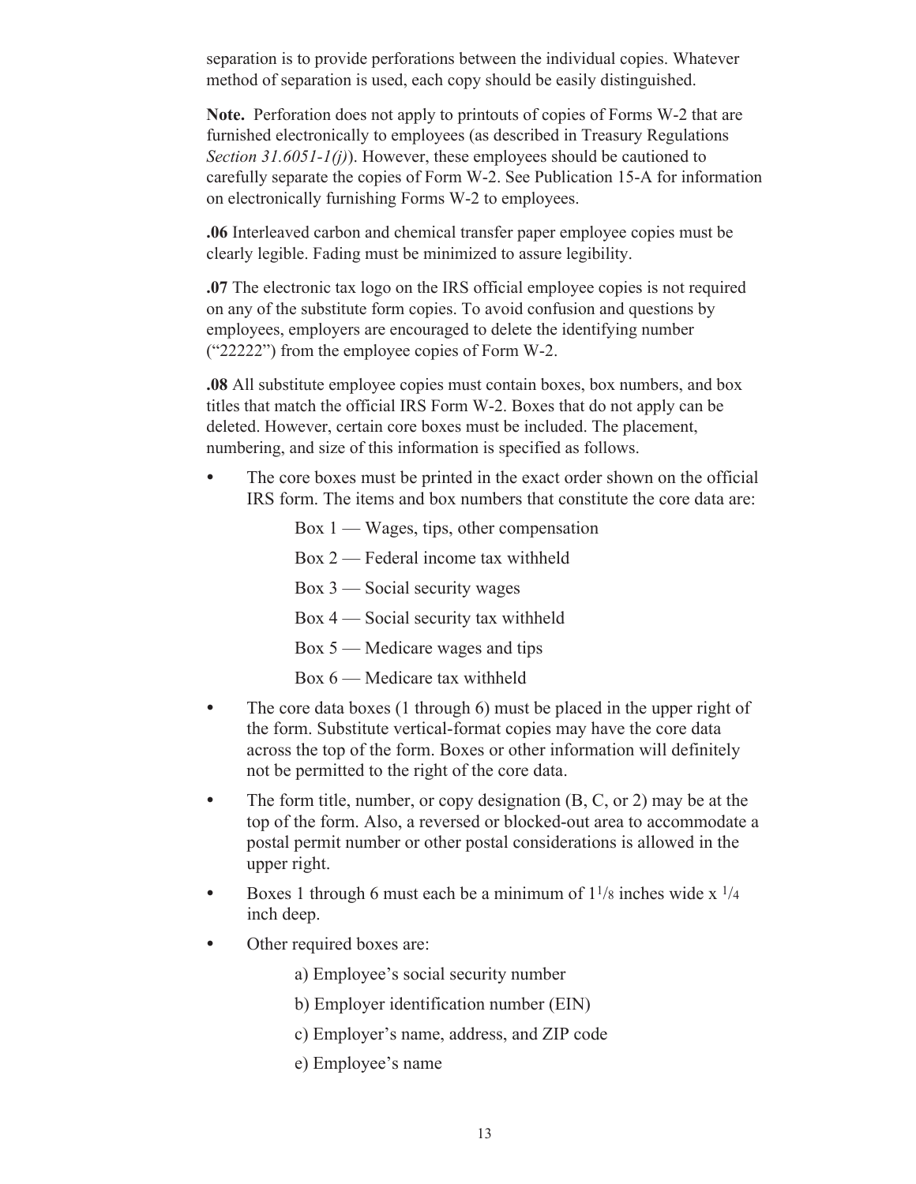separation is to provide perforations between the individual copies. Whatever method of separation is used, each copy should be easily distinguished.

**Note.** Perforation does not apply to printouts of copies of Forms W-2 that are furnished electronically to employees (as described in Treasury Regulations *Section 31.6051-1(j)*). However, these employees should be cautioned to carefully separate the copies of Form W-2. See Publication 15-A for information on electronically furnishing Forms W-2 to employees.

**.06** Interleaved carbon and chemical transfer paper employee copies must be clearly legible. Fading must be minimized to assure legibility.

**.07** The electronic tax logo on the IRS official employee copies is not required on any of the substitute form copies. To avoid confusion and questions by employees, employers are encouraged to delete the identifying number ("22222") from the employee copies of Form W-2.

**.08** All substitute employee copies must contain boxes, box numbers, and box titles that match the official IRS Form W-2. Boxes that do not apply can be deleted. However, certain core boxes must be included. The placement, numbering, and size of this information is specified as follows.

- The core boxes must be printed in the exact order shown on the official IRS form. The items and box numbers that constitute the core data are:

  Box 1 — Wages, tips, other compensation

  Box 2 — Federal income tax withheld

  Box 3 — Social security wages

  Box 4 — Social security tax withheld

  Box 5 — Medicare wages and tips

  Box 6 — Medicare tax withheld

- The core data boxes (1 through 6) must be placed in the upper right of the form. Substitute vertical-format copies may have the core data across the top of the form. Boxes or other information will definitely not be permitted to the right of the core data.
- The form title, number, or copy designation (B, C, or 2) may be at the top of the form. Also, a reversed or blocked-out area to accommodate a postal permit number or other postal considerations is allowed in the upper right.
- Boxes 1 through 6 must each be a minimum of 1 1/8 inches wide x 1/4 inch deep.
- Other required boxes are:

  a) Employee's social security number

  b) Employer identification number (EIN)

  c) Employer's name, address, and ZIP code

  e) Employee's name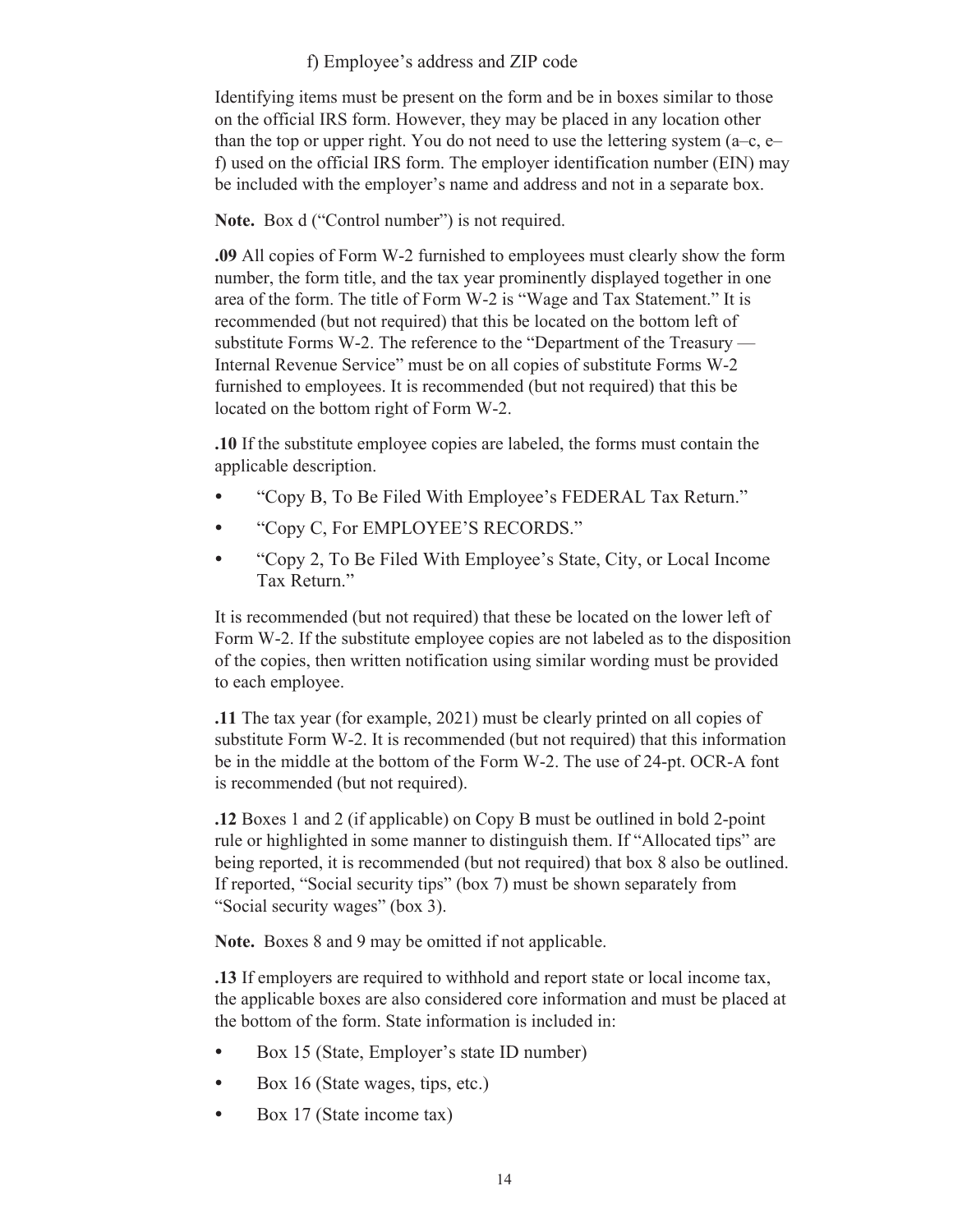f) Employee's address and ZIP code

Identifying items must be present on the form and be in boxes similar to those on the official IRS form. However, they may be placed in any location other than the top or upper right. You do not need to use the lettering system (a–c, e–f) used on the official IRS form. The employer identification number (EIN) may be included with the employer's name and address and not in a separate box.

**Note.** Box d ("Control number") is not required.

**.09** All copies of Form W-2 furnished to employees must clearly show the form number, the form title, and the tax year prominently displayed together in one area of the form. The title of Form W-2 is "Wage and Tax Statement." It is recommended (but not required) that this be located on the bottom left of substitute Forms W-2. The reference to the "Department of the Treasury — Internal Revenue Service" must be on all copies of substitute Forms W-2 furnished to employees. It is recommended (but not required) that this be located on the bottom right of Form W-2.

**.10** If the substitute employee copies are labeled, the forms must contain the applicable description.

- "Copy B, To Be Filed With Employee's FEDERAL Tax Return."
- "Copy C, For EMPLOYEE'S RECORDS."
- "Copy 2, To Be Filed With Employee's State, City, or Local Income Tax Return."

It is recommended (but not required) that these be located on the lower left of Form W-2. If the substitute employee copies are not labeled as to the disposition of the copies, then written notification using similar wording must be provided to each employee.

**.11** The tax year (for example, 2021) must be clearly printed on all copies of substitute Form W-2. It is recommended (but not required) that this information be in the middle at the bottom of the Form W-2. The use of 24-pt. OCR-A font is recommended (but not required).

**.12** Boxes 1 and 2 (if applicable) on Copy B must be outlined in bold 2-point rule or highlighted in some manner to distinguish them. If "Allocated tips" are being reported, it is recommended (but not required) that box 8 also be outlined. If reported, "Social security tips" (box 7) must be shown separately from "Social security wages" (box 3).

**Note.** Boxes 8 and 9 may be omitted if not applicable.

**.13** If employers are required to withhold and report state or local income tax, the applicable boxes are also considered core information and must be placed at the bottom of the form. State information is included in:

- Box 15 (State, Employer's state ID number)
- Box 16 (State wages, tips, etc.)
- Box 17 (State income tax)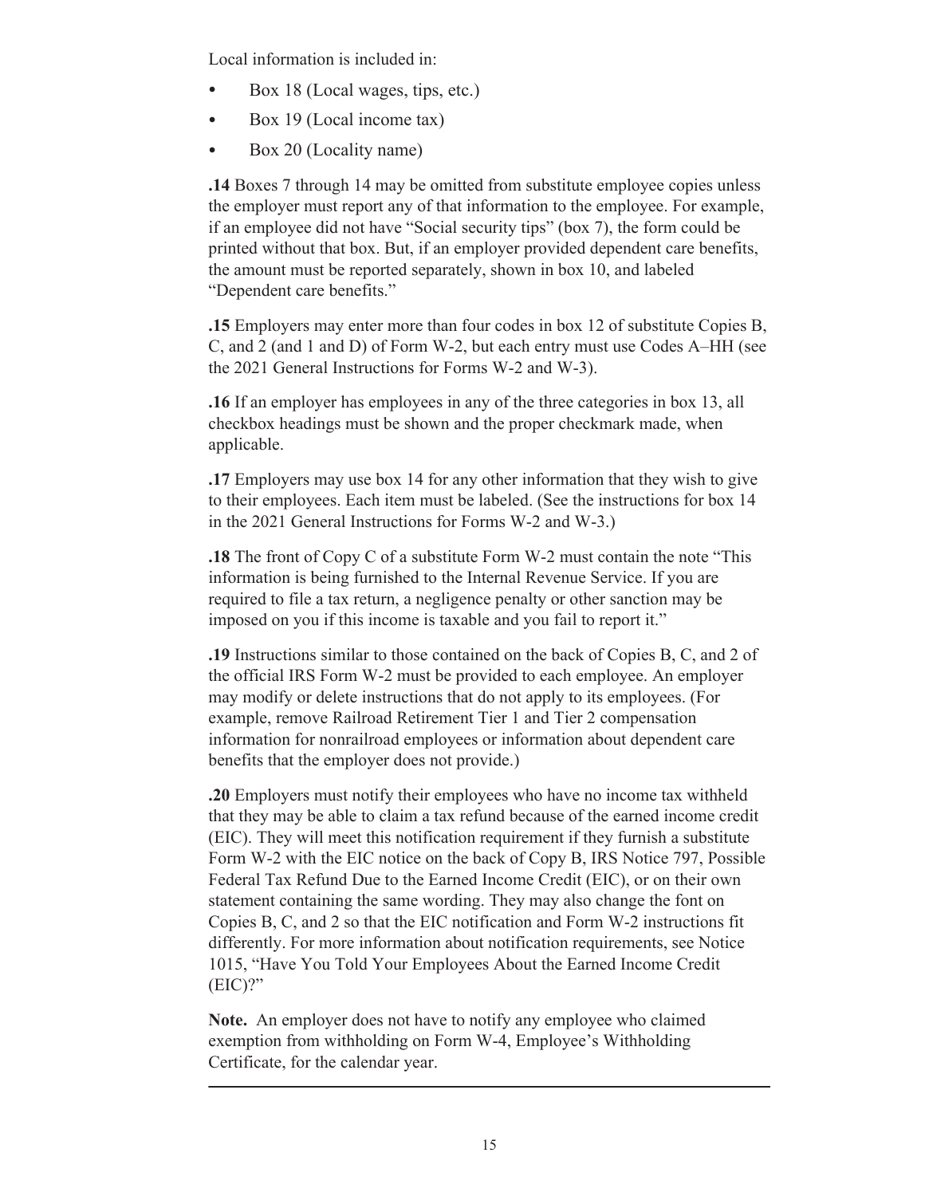Local information is included in:

- Box 18 (Local wages, tips, etc.)
- Box 19 (Local income tax)
- Box 20 (Locality name)

**.14** Boxes 7 through 14 may be omitted from substitute employee copies unless the employer must report any of that information to the employee. For example, if an employee did not have "Social security tips" (box 7), the form could be printed without that box. But, if an employer provided dependent care benefits, the amount must be reported separately, shown in box 10, and labeled "Dependent care benefits."

**.15** Employers may enter more than four codes in box 12 of substitute Copies B, C, and 2 (and 1 and D) of Form W-2, but each entry must use Codes A–HH (see the 2021 General Instructions for Forms W-2 and W-3).

**.16** If an employer has employees in any of the three categories in box 13, all checkbox headings must be shown and the proper checkmark made, when applicable.

**.17** Employers may use box 14 for any other information that they wish to give to their employees. Each item must be labeled. (See the instructions for box 14 in the 2021 General Instructions for Forms W-2 and W-3.)

**.18** The front of Copy C of a substitute Form W-2 must contain the note "This information is being furnished to the Internal Revenue Service. If you are required to file a tax return, a negligence penalty or other sanction may be imposed on you if this income is taxable and you fail to report it."

**.19** Instructions similar to those contained on the back of Copies B, C, and 2 of the official IRS Form W-2 must be provided to each employee. An employer may modify or delete instructions that do not apply to its employees. (For example, remove Railroad Retirement Tier 1 and Tier 2 compensation information for nonrailroad employees or information about dependent care benefits that the employer does not provide.)

**.20** Employers must notify their employees who have no income tax withheld that they may be able to claim a tax refund because of the earned income credit (EIC). They will meet this notification requirement if they furnish a substitute Form W-2 with the EIC notice on the back of Copy B, IRS Notice 797, Possible Federal Tax Refund Due to the Earned Income Credit (EIC), or on their own statement containing the same wording. They may also change the font on Copies B, C, and 2 so that the EIC notification and Form W-2 instructions fit differently. For more information about notification requirements, see Notice 1015, "Have You Told Your Employees About the Earned Income Credit (EIC)?"

**Note.** An employer does not have to notify any employee who claimed exemption from withholding on Form W-4, Employee's Withholding Certificate, for the calendar year.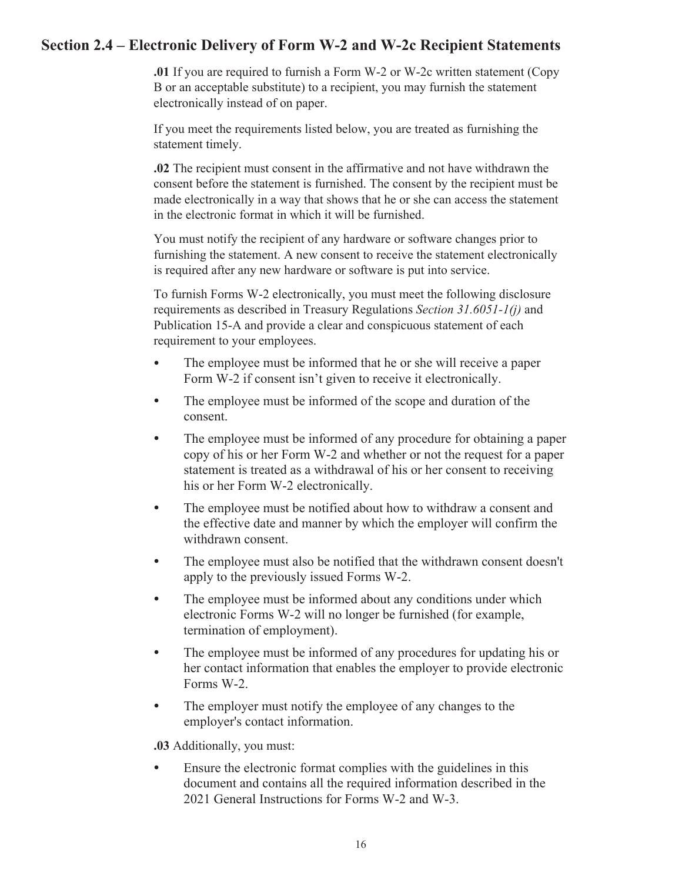## Section 2.4 – Electronic Delivery of Form W-2 and W-2c Recipient Statements

**.01** If you are required to furnish a Form W-2 or W-2c written statement (Copy B or an acceptable substitute) to a recipient, you may furnish the statement electronically instead of on paper.

If you meet the requirements listed below, you are treated as furnishing the statement timely.

**.02** The recipient must consent in the affirmative and not have withdrawn the consent before the statement is furnished. The consent by the recipient must be made electronically in a way that shows that he or she can access the statement in the electronic format in which it will be furnished.

You must notify the recipient of any hardware or software changes prior to furnishing the statement. A new consent to receive the statement electronically is required after any new hardware or software is put into service.

To furnish Forms W-2 electronically, you must meet the following disclosure requirements as described in Treasury Regulations *Section 31.6051-1(j)* and Publication 15-A and provide a clear and conspicuous statement of each requirement to your employees.

- The employee must be informed that he or she will receive a paper Form W-2 if consent isn't given to receive it electronically.
- The employee must be informed of the scope and duration of the consent.
- The employee must be informed of any procedure for obtaining a paper copy of his or her Form W-2 and whether or not the request for a paper statement is treated as a withdrawal of his or her consent to receiving his or her Form W-2 electronically.
- The employee must be notified about how to withdraw a consent and the effective date and manner by which the employer will confirm the withdrawn consent.
- The employee must also be notified that the withdrawn consent doesn't apply to the previously issued Forms W-2.
- The employee must be informed about any conditions under which electronic Forms W-2 will no longer be furnished (for example, termination of employment).
- The employee must be informed of any procedures for updating his or her contact information that enables the employer to provide electronic Forms W-2.
- The employer must notify the employee of any changes to the employer's contact information.

**.03** Additionally, you must:

- Ensure the electronic format complies with the guidelines in this document and contains all the required information described in the 2021 General Instructions for Forms W-2 and W-3.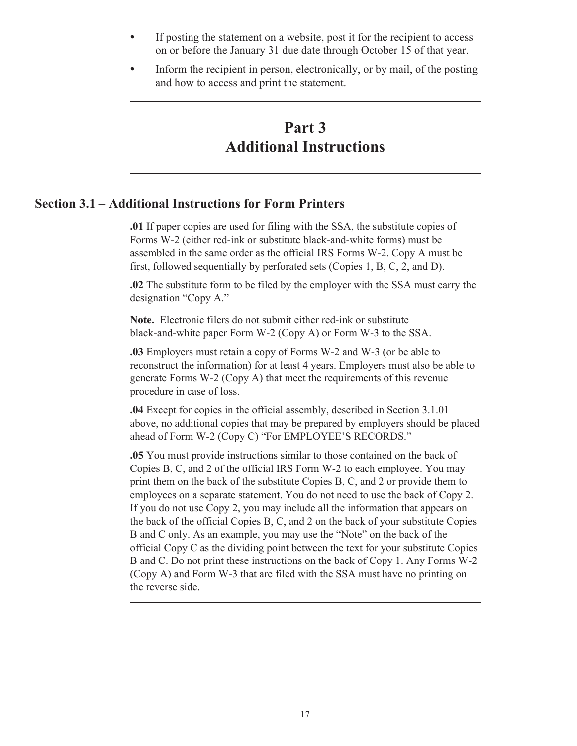- If posting the statement on a website, post it for the recipient to access on or before the January 31 due date through October 15 of that year.
- Inform the recipient in person, electronically, or by mail, of the posting and how to access and print the statement.

---

# Part 3
# Additional Instructions

---

## Section 3.1 – Additional Instructions for Form Printers

**.01** If paper copies are used for filing with the SSA, the substitute copies of Forms W-2 (either red-ink or substitute black-and-white forms) must be assembled in the same order as the official IRS Forms W-2. Copy A must be first, followed sequentially by perforated sets (Copies 1, B, C, 2, and D).

**.02** The substitute form to be filed by the employer with the SSA must carry the designation "Copy A."

**Note.** Electronic filers do not submit either red-ink or substitute black-and-white paper Form W-2 (Copy A) or Form W-3 to the SSA.

**.03** Employers must retain a copy of Forms W-2 and W-3 (or be able to reconstruct the information) for at least 4 years. Employers must also be able to generate Forms W-2 (Copy A) that meet the requirements of this revenue procedure in case of loss.

**.04** Except for copies in the official assembly, described in Section 3.1.01 above, no additional copies that may be prepared by employers should be placed ahead of Form W-2 (Copy C) "For EMPLOYEE'S RECORDS."

**.05** You must provide instructions similar to those contained on the back of Copies B, C, and 2 of the official IRS Form W-2 to each employee. You may print them on the back of the substitute Copies B, C, and 2 or provide them to employees on a separate statement. You do not need to use the back of Copy 2. If you do not use Copy 2, you may include all the information that appears on the back of the official Copies B, C, and 2 on the back of your substitute Copies B and C only. As an example, you may use the "Note" on the back of the official Copy C as the dividing point between the text for your substitute Copies B and C. Do not print these instructions on the back of Copy 1. Any Forms W-2 (Copy A) and Form W-3 that are filed with the SSA must have no printing on the reverse side.

---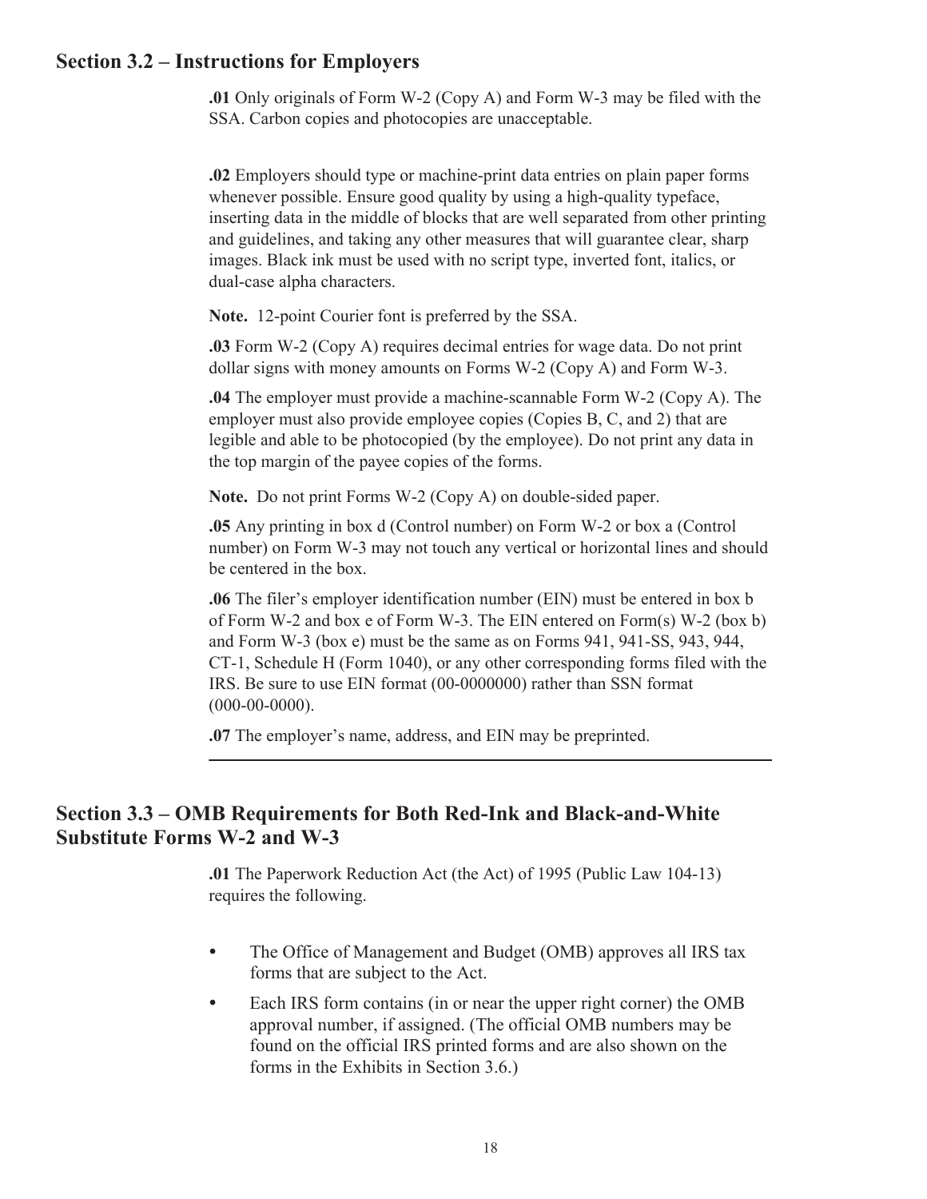## Section 3.2 – Instructions for Employers

**.01** Only originals of Form W-2 (Copy A) and Form W-3 may be filed with the SSA. Carbon copies and photocopies are unacceptable.

**.02** Employers should type or machine-print data entries on plain paper forms whenever possible. Ensure good quality by using a high-quality typeface, inserting data in the middle of blocks that are well separated from other printing and guidelines, and taking any other measures that will guarantee clear, sharp images. Black ink must be used with no script type, inverted font, italics, or dual-case alpha characters.

**Note.** 12-point Courier font is preferred by the SSA.

**.03** Form W-2 (Copy A) requires decimal entries for wage data. Do not print dollar signs with money amounts on Forms W-2 (Copy A) and Form W-3.

**.04** The employer must provide a machine-scannable Form W-2 (Copy A). The employer must also provide employee copies (Copies B, C, and 2) that are legible and able to be photocopied (by the employee). Do not print any data in the top margin of the payee copies of the forms.

**Note.** Do not print Forms W-2 (Copy A) on double-sided paper.

**.05** Any printing in box d (Control number) on Form W-2 or box a (Control number) on Form W-3 may not touch any vertical or horizontal lines and should be centered in the box.

**.06** The filer's employer identification number (EIN) must be entered in box b of Form W-2 and box e of Form W-3. The EIN entered on Form(s) W-2 (box b) and Form W-3 (box e) must be the same as on Forms 941, 941-SS, 943, 944, CT-1, Schedule H (Form 1040), or any other corresponding forms filed with the IRS. Be sure to use EIN format (00-0000000) rather than SSN format (000-00-0000).

**.07** The employer's name, address, and EIN may be preprinted.

## Section 3.3 – OMB Requirements for Both Red-Ink and Black-and-White Substitute Forms W-2 and W-3

**.01** The Paperwork Reduction Act (the Act) of 1995 (Public Law 104-13) requires the following.

- The Office of Management and Budget (OMB) approves all IRS tax forms that are subject to the Act.
- Each IRS form contains (in or near the upper right corner) the OMB approval number, if assigned. (The official OMB numbers may be found on the official IRS printed forms and are also shown on the forms in the Exhibits in Section 3.6.)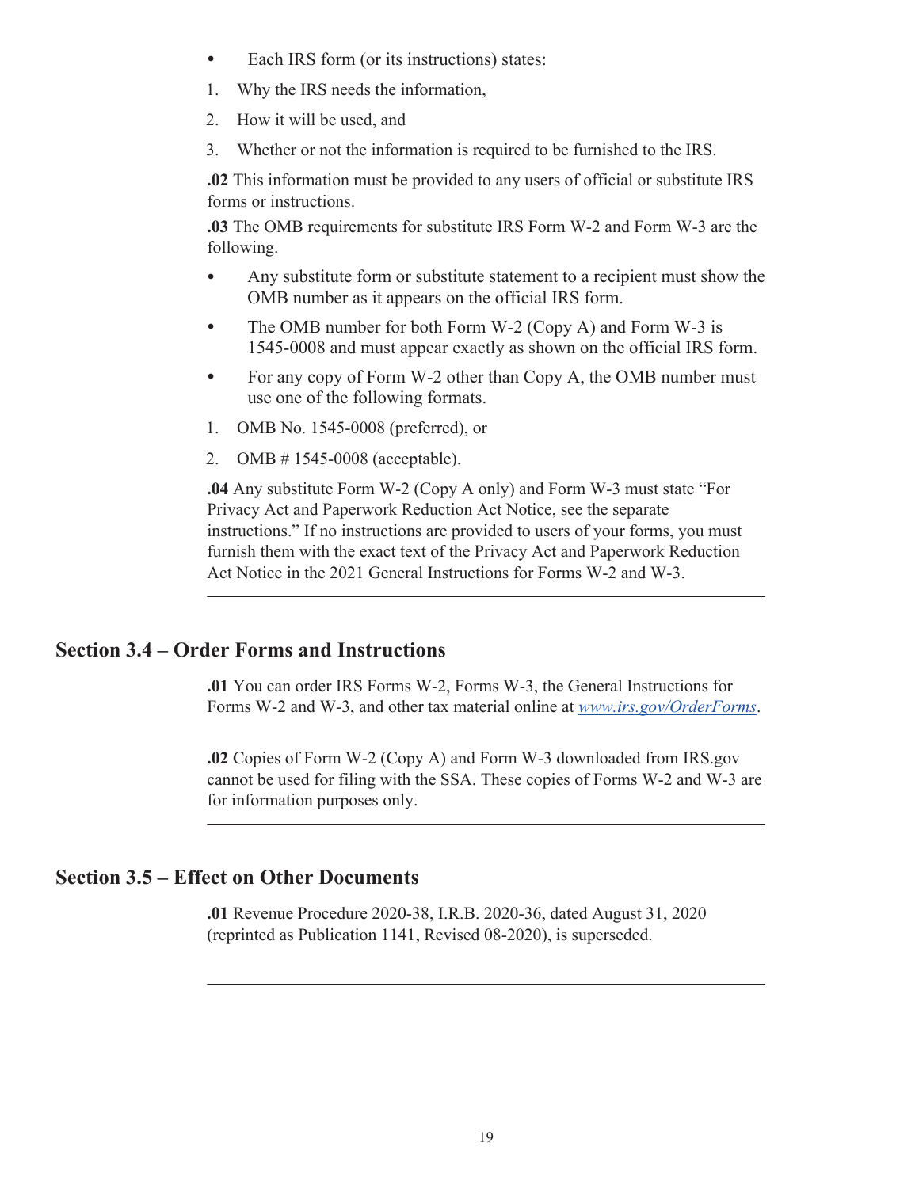- Each IRS form (or its instructions) states:

1. Why the IRS needs the information,
2. How it will be used, and
3. Whether or not the information is required to be furnished to the IRS.

**.02** This information must be provided to any users of official or substitute IRS forms or instructions.

**.03** The OMB requirements for substitute IRS Form W-2 and Form W-3 are the following.

- Any substitute form or substitute statement to a recipient must show the OMB number as it appears on the official IRS form.
- The OMB number for both Form W-2 (Copy A) and Form W-3 is 1545-0008 and must appear exactly as shown on the official IRS form.
- For any copy of Form W-2 other than Copy A, the OMB number must use one of the following formats.

1. OMB No. 1545-0008 (preferred), or
2. OMB # 1545-0008 (acceptable).

**.04** Any substitute Form W-2 (Copy A only) and Form W-3 must state "For Privacy Act and Paperwork Reduction Act Notice, see the separate instructions." If no instructions are provided to users of your forms, you must furnish them with the exact text of the Privacy Act and Paperwork Reduction Act Notice in the 2021 General Instructions for Forms W-2 and W-3.

---

## Section 3.4 – Order Forms and Instructions

**.01** You can order IRS Forms W-2, Forms W-3, the General Instructions for Forms W-2 and W-3, and other tax material online at *www.irs.gov/OrderForms*.

**.02** Copies of Form W-2 (Copy A) and Form W-3 downloaded from IRS.gov cannot be used for filing with the SSA. These copies of Forms W-2 and W-3 are for information purposes only.

---

## Section 3.5 – Effect on Other Documents

**.01** Revenue Procedure 2020-38, I.R.B. 2020-36, dated August 31, 2020 (reprinted as Publication 1141, Revised 08-2020), is superseded.

---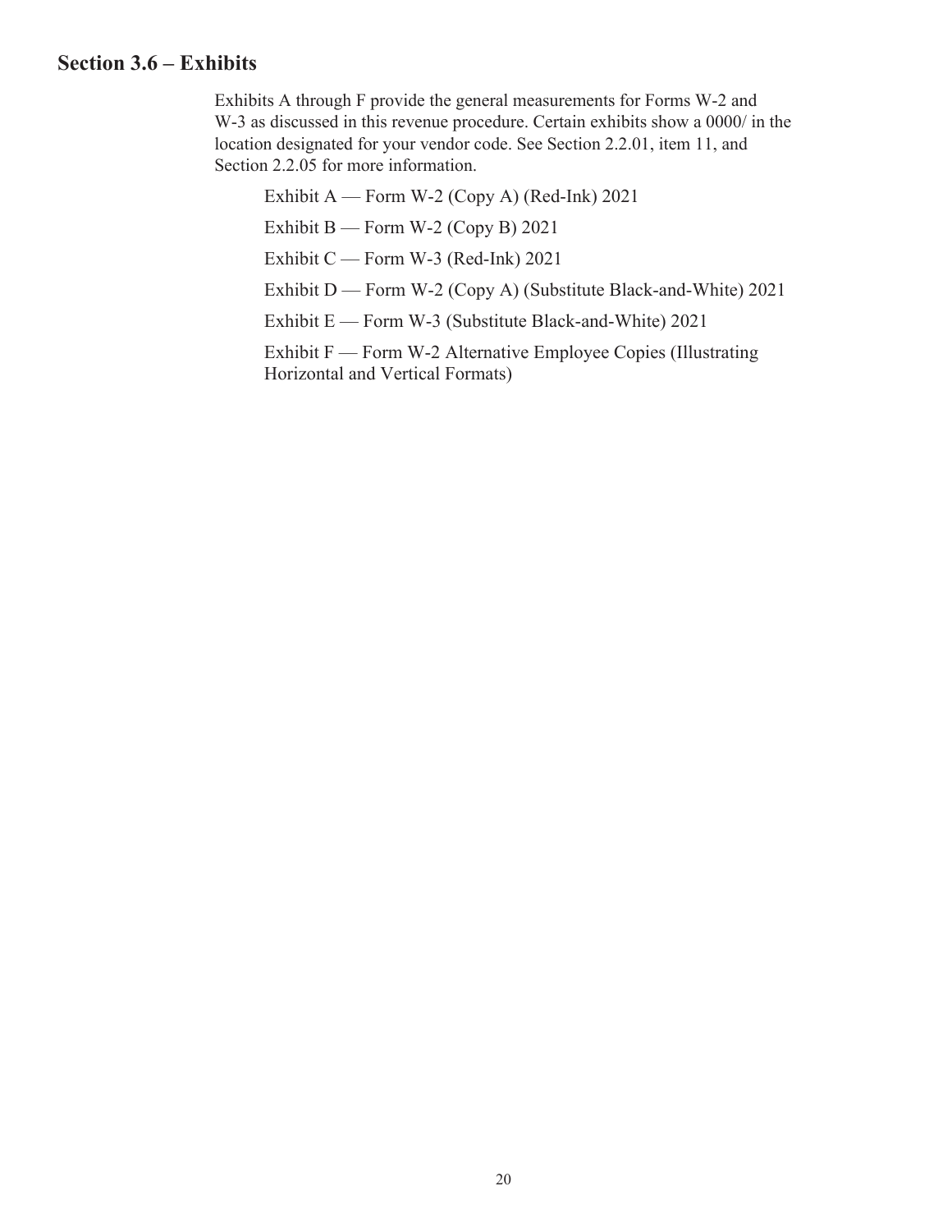## Section 3.6 – Exhibits

Exhibits A through F provide the general measurements for Forms W-2 and W-3 as discussed in this revenue procedure. Certain exhibits show a 0000/ in the location designated for your vendor code. See Section 2.2.01, item 11, and Section 2.2.05 for more information.

Exhibit A — Form W-2 (Copy A) (Red-Ink) 2021

Exhibit B — Form W-2 (Copy B) 2021

Exhibit C — Form W-3 (Red-Ink) 2021

Exhibit D — Form W-2 (Copy A) (Substitute Black-and-White) 2021

Exhibit E — Form W-3 (Substitute Black-and-White) 2021

Exhibit F — Form W-2 Alternative Employee Copies (Illustrating Horizontal and Vertical Formats)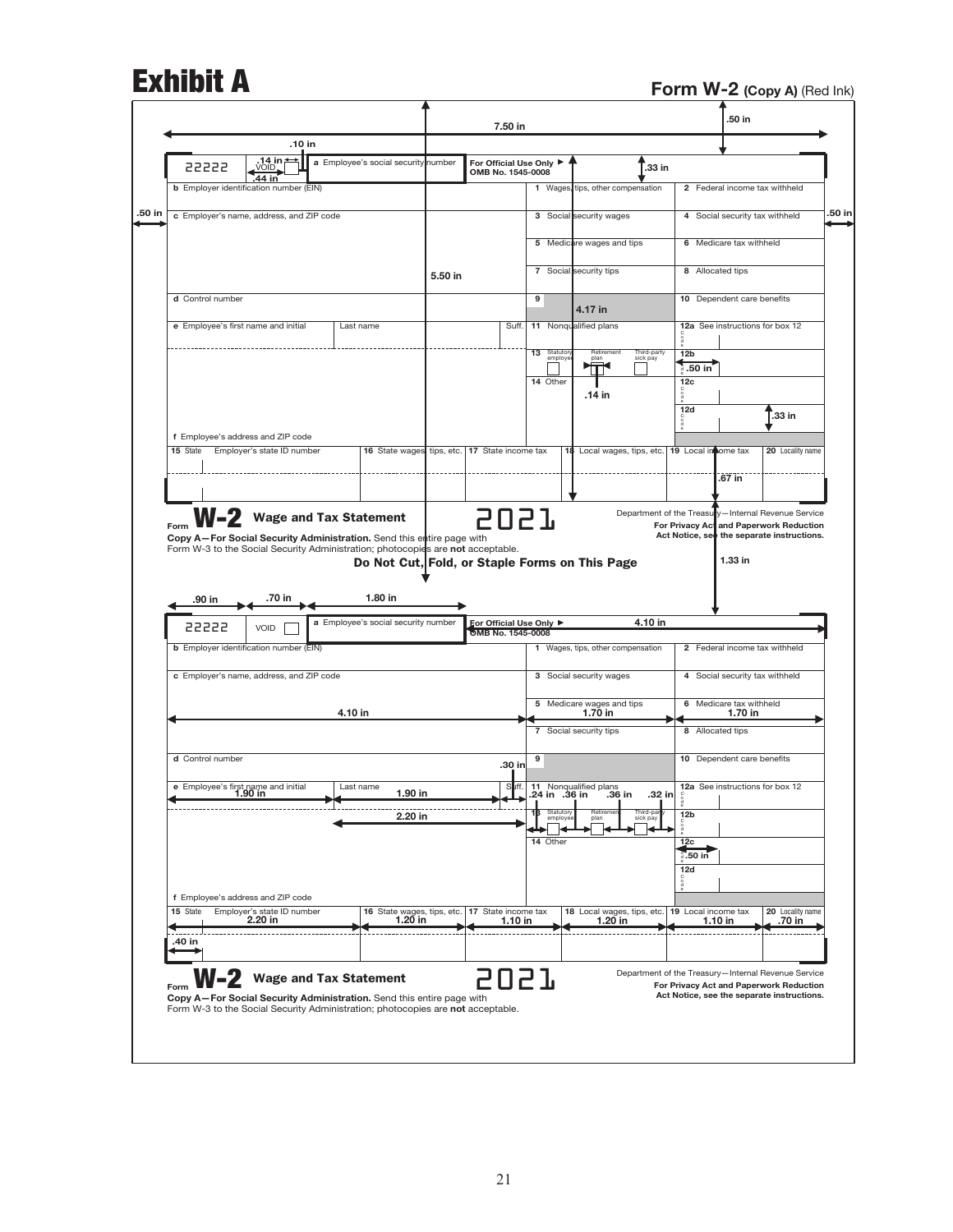# Exhibit A

**Form W-2 (Copy A)** (Red Ink)

7.50 in | .50 in | .10 in | .14 in | .44 in | .33 in | .50 in | .50 in | 5.50 in | 4.17 in | .50 in | .14 in | .33 in | .67 in | 1.33 in

| 22222 | VOID ☐ | a Employee's social security number | For Official Use Only ▶ OMB No. 1545-0008 | | |
|---|---|---|---|---|---|
| b Employer identification number (EIN) | | | | 1 Wages, tips, other compensation | 2 Federal income tax withheld |
| c Employer's name, address, and ZIP code | | | | 3 Social security wages | 4 Social security tax withheld |
| | | | | 5 Medicare wages and tips | 6 Medicare tax withheld |
| | | | | 7 Social security tips | 8 Allocated tips |
| d Control number | | | | 9 | 10 Dependent care benefits |
| e Employee's first name and initial | Last name | | Suff. | 11 Nonqualified plans | 12a See instructions for box 12 |
| | | | | 13 Statutory employee / Retirement plan / Third-party sick pay | 12b |
| | | | | 14 Other | 12c |
| | | | | | 12d |
| f Employee's address and ZIP code | | | | | |

| 15 State | Employer's state ID number | 16 State wages, tips, etc. | 17 State income tax | 18 Local wages, tips, etc. | 19 Local income tax | 20 Locality name |
|---|---|---|---|---|---|---|
| | | | | | | |
| | | | | | | |

Form **W-2** **Wage and Tax Statement** 2021

Department of the Treasury—Internal Revenue Service

**For Privacy Act and Paperwork Reduction Act Notice, see the separate instructions.**

**Copy A—For Social Security Administration.** Send this entire page with Form W-3 to the Social Security Administration; photocopies are **not** acceptable.

**Do Not Cut, Fold, or Staple Forms on This Page**

.90 in | .70 in | 1.80 in | 4.10 in | 4.10 in | 1.70 in | 1.70 in | .30 in | 1.90 in | 1.90 in | 2.20 in | .24 in | .36 in | .36 in | .32 in | .50 in | 2.20 in | 1.20 in | 1.10 in | 1.20 in | 1.10 in | .70 in | .40 in

| 22222 | VOID ☐ | a Employee's social security number | For Official Use Only ▶ OMB No. 1545-0008 | | |
|---|---|---|---|---|---|
| b Employer identification number (EIN) | | | | 1 Wages, tips, other compensation | 2 Federal income tax withheld |
| c Employer's name, address, and ZIP code | | | | 3 Social security wages | 4 Social security tax withheld |
| | | | | 5 Medicare wages and tips | 6 Medicare tax withheld |
| | | | | 7 Social security tips | 8 Allocated tips |
| d Control number | | | | 9 | 10 Dependent care benefits |
| e Employee's first name and initial | Last name | | Suff. | 11 Nonqualified plans | 12a See instructions for box 12 |
| | | | | 13 Statutory employee / Retirement plan / Third-party sick pay | 12b |
| | | | | 14 Other | 12c |
| | | | | | 12d |
| f Employee's address and ZIP code | | | | | |

| 15 State | Employer's state ID number | 16 State wages, tips, etc. | 17 State income tax | 18 Local wages, tips, etc. | 19 Local income tax | 20 Locality name |
|---|---|---|---|---|---|---|
| | | | | | | |
| | | | | | | |

Form **W-2** **Wage and Tax Statement** 2021

Department of the Treasury—Internal Revenue Service

**For Privacy Act and Paperwork Reduction Act Notice, see the separate instructions.**

**Copy A—For Social Security Administration.** Send this entire page with Form W-3 to the Social Security Administration; photocopies are **not** acceptable.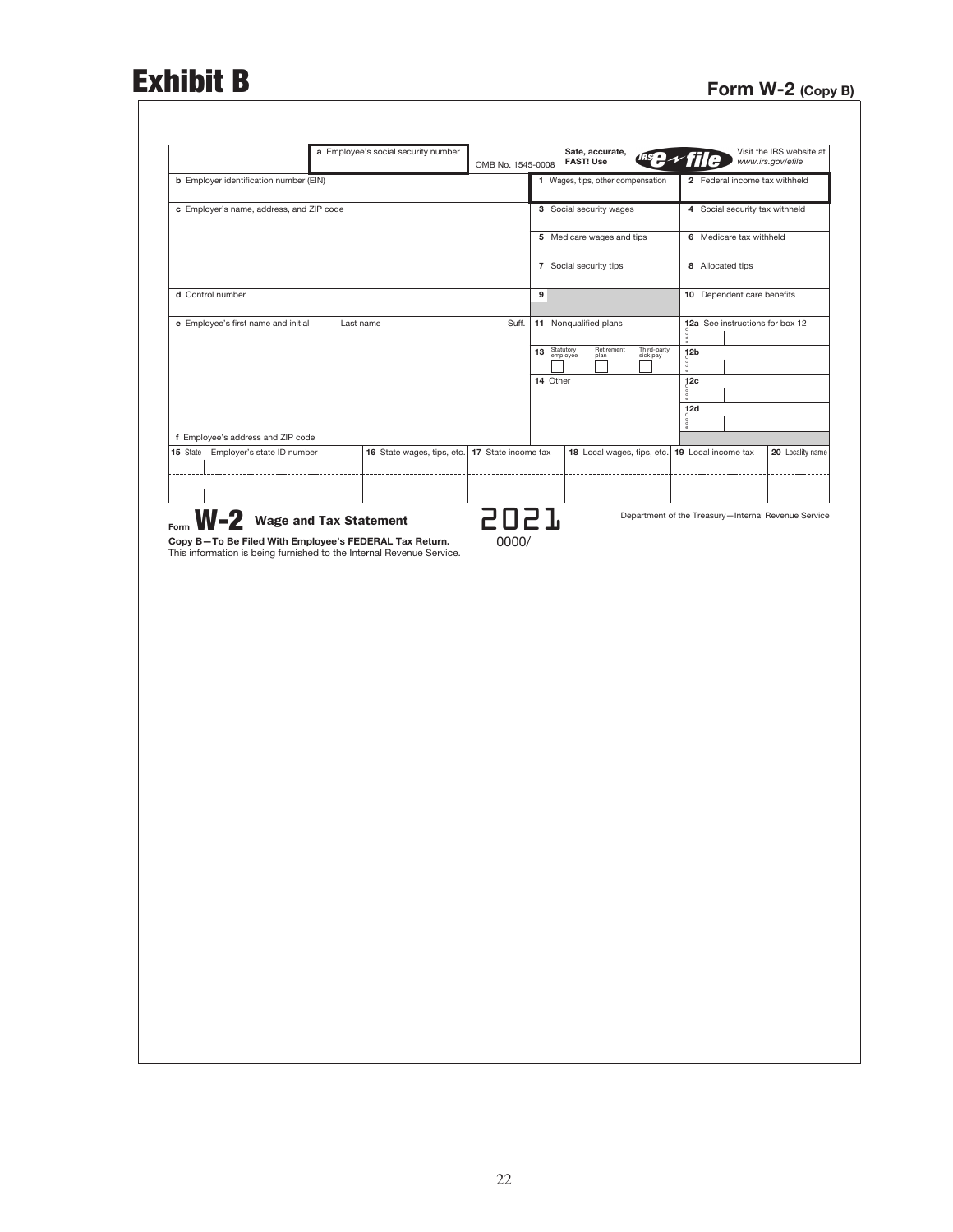# Exhibit B

## Form W-2 (Copy B)

| | a Employee's social security number | OMB No. 1545-0008 | Safe, accurate, FAST! Use IRS e-file | Visit the IRS website at www.irs.gov/efile |
|---|---|---|---|---|
| b Employer identification number (EIN) | | | 1 Wages, tips, other compensation | 2 Federal income tax withheld |
| c Employer's name, address, and ZIP code | | | 3 Social security wages | 4 Social security tax withheld |
| | | | 5 Medicare wages and tips | 6 Medicare tax withheld |
| | | | 7 Social security tips | 8 Allocated tips |
| d Control number | | | 9 | 10 Dependent care benefits |
| e Employee's first name and initial | Last name | Suff. | 11 Nonqualified plans | 12a See instructions for box 12 Code |
| | | | 13 Statutory employee / Retirement plan / Third-party sick pay | 12b Code |
| | | | 14 Other | 12c Code |
| | | | | 12d Code |
| f Employee's address and ZIP code | | | | |

| 15 State | Employer's state ID number | 16 State wages, tips, etc. | 17 State income tax | 18 Local wages, tips, etc. | 19 Local income tax | 20 Locality name |
|---|---|---|---|---|---|---|
| | | | | | | |
| | | | | | | |

Form **W-2** **Wage and Tax Statement** 2021

0000/

Department of the Treasury—Internal Revenue Service

**Copy B—To Be Filed With Employee's FEDERAL Tax Return.**
This information is being furnished to the Internal Revenue Service.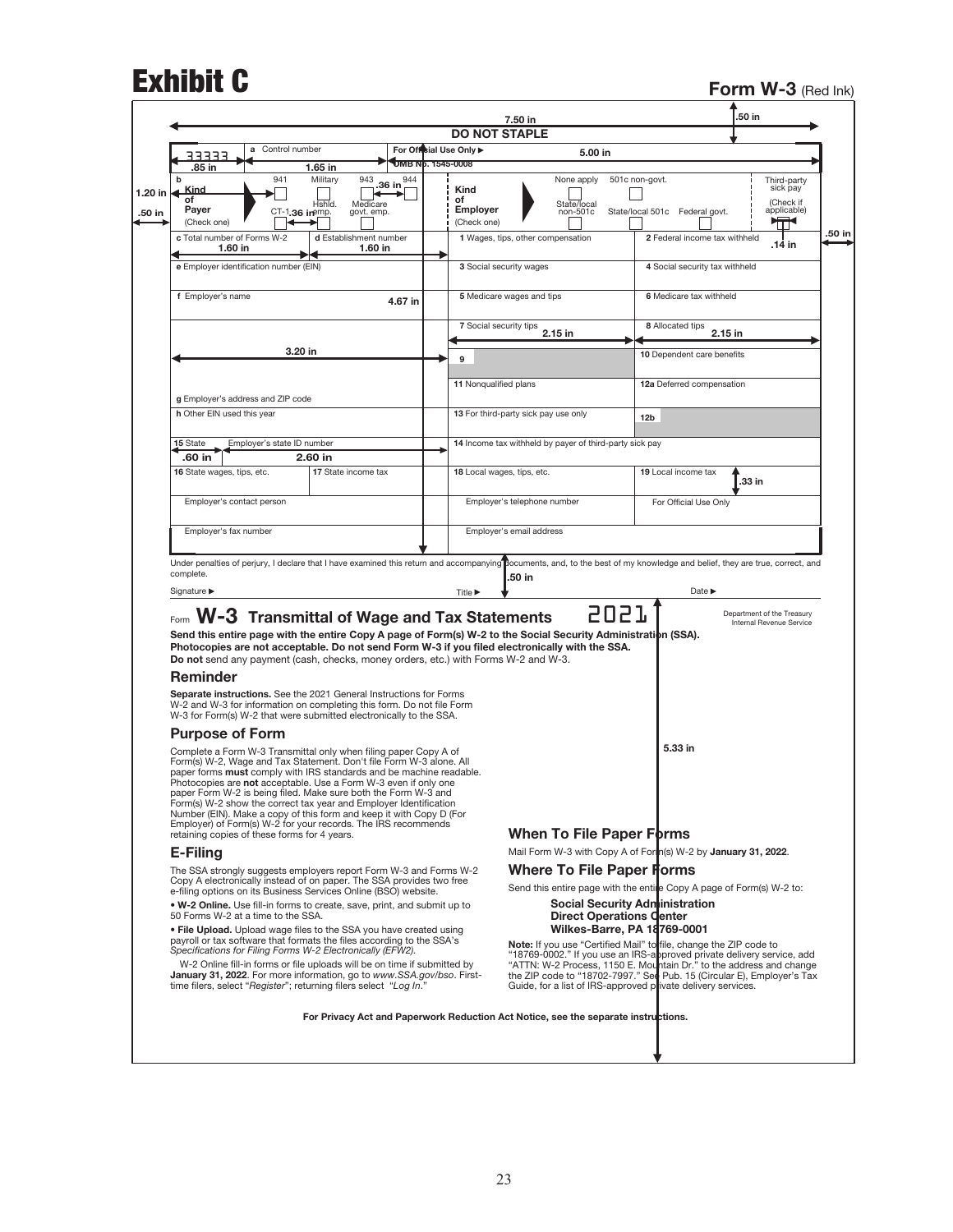# Exhibit C

**Form W-3** (Red Ink)

.50 in

7.50 in

DO NOT STAPLE

| 33333 .85 in | a Control number 1.65 in | For Official Use Only ▶ OMB No. 1545-0008 5.00 in |
|---|---|---|

1.20 in .50 in

| b Kind of Payer (Check one) 941 Military 943 .36 in 944 CT-1 .36 in Hshld. emp. Medicare govt. emp. | Kind of Employer (Check one) None apply 501c non-govt. State/local non-501c State/local 501c Federal govt. | Third-party sick pay (Check if applicable) |
|---|---|---|
| c Total number of Forms W-2 1.60 in | d Establishment number 1.60 in | 1 Wages, tips, other compensation | 2 Federal income tax withheld .14 in |
| e Employer identification number (EIN) | | 3 Social security wages | 4 Social security tax withheld |
| f Employer's name 4.67 in | | 5 Medicare wages and tips | 6 Medicare tax withheld |
| | | 7 Social security tips 2.15 in | 8 Allocated tips 2.15 in |
| 3.20 in | | 9 | 10 Dependent care benefits |
| | | 11 Nonqualified plans | 12a Deferred compensation |
| g Employer's address and ZIP code | | | |
| h Other EIN used this year | | 13 For third-party sick pay use only | 12b |
| 15 State .60 in | Employer's state ID number 2.60 in | 14 Income tax withheld by payer of third-party sick pay | |
| 16 State wages, tips, etc. | 17 State income tax | 18 Local wages, tips, etc. | 19 Local income tax .33 in |
| Employer's contact person | | Employer's telephone number | For Official Use Only |
| Employer's fax number | | Employer's email address | |

.50 in

Under penalties of perjury, I declare that I have examined this return and accompanying documents, and, to the best of my knowledge and belief, they are true, correct, and complete.

.50 in

Signature ▶ Title ▶ Date ▶

Form **W-3 Transmittal of Wage and Tax Statements** 2021

Department of the Treasury Internal Revenue Service

**Send this entire page with the entire Copy A page of Form(s) W-2 to the Social Security Administration (SSA). Photocopies are not acceptable. Do not send Form W-3 if you filed electronically with the SSA.**
**Do not** send any payment (cash, checks, money orders, etc.) with Forms W-2 and W-3.

## Reminder

**Separate instructions.** See the 2021 General Instructions for Forms W-2 and W-3 for information on completing this form. Do not file Form W-3 for Form(s) W-2 that were submitted electronically to the SSA.

## Purpose of Form

Complete a Form W-3 Transmittal only when filing paper Copy A of Form(s) W-2, Wage and Tax Statement. Don't file Form W-3 alone. All paper forms **must** comply with IRS standards and be machine readable. Photocopies are **not** acceptable. Use a Form W-3 even if only one paper Form W-2 is being filed. Make sure both the Form W-3 and Form(s) W-2 show the correct tax year and Employer Identification Number (EIN). Make a copy of this form and keep it with Copy D (For Employer) of Form(s) W-2 for your records. The IRS recommends retaining copies of these forms for 4 years.

## E-Filing

The SSA strongly suggests employers report Form W-3 and Forms W-2 Copy A electronically instead of on paper. The SSA provides two free e-filing options on its Business Services Online (BSO) website.

- **W-2 Online.** Use fill-in forms to create, save, print, and submit up to 50 Forms W-2 at a time to the SSA.
- **File Upload.** Upload wage files to the SSA you have created using payroll or tax software that formats the files according to the SSA's *Specifications for Filing Forms W-2 Electronically (EFW2).*

W-2 Online fill-in forms or file uploads will be on time if submitted by **January 31, 2022**. For more information, go to *www.SSA.gov/bso*. First-time filers, select "*Register*"; returning filers select "*Log In*."

5.33 in

## When To File Paper Forms

Mail Form W-3 with Copy A of Form(s) W-2 by **January 31, 2022**.

## Where To File Paper Forms

Send this entire page with the entire Copy A page of Form(s) W-2 to:

**Social Security Administration**
**Direct Operations Center**
**Wilkes-Barre, PA 18769-0001**

**Note:** If you use "Certified Mail" to file, change the ZIP code to "18769-0002." If you use an IRS-approved private delivery service, add "ATTN: W-2 Process, 1150 E. Mountain Dr." to the address and change the ZIP code to "18702-7997." See Pub. 15 (Circular E), Employer's Tax Guide, for a list of IRS-approved private delivery services.

**For Privacy Act and Paperwork Reduction Act Notice, see the separate instructions.**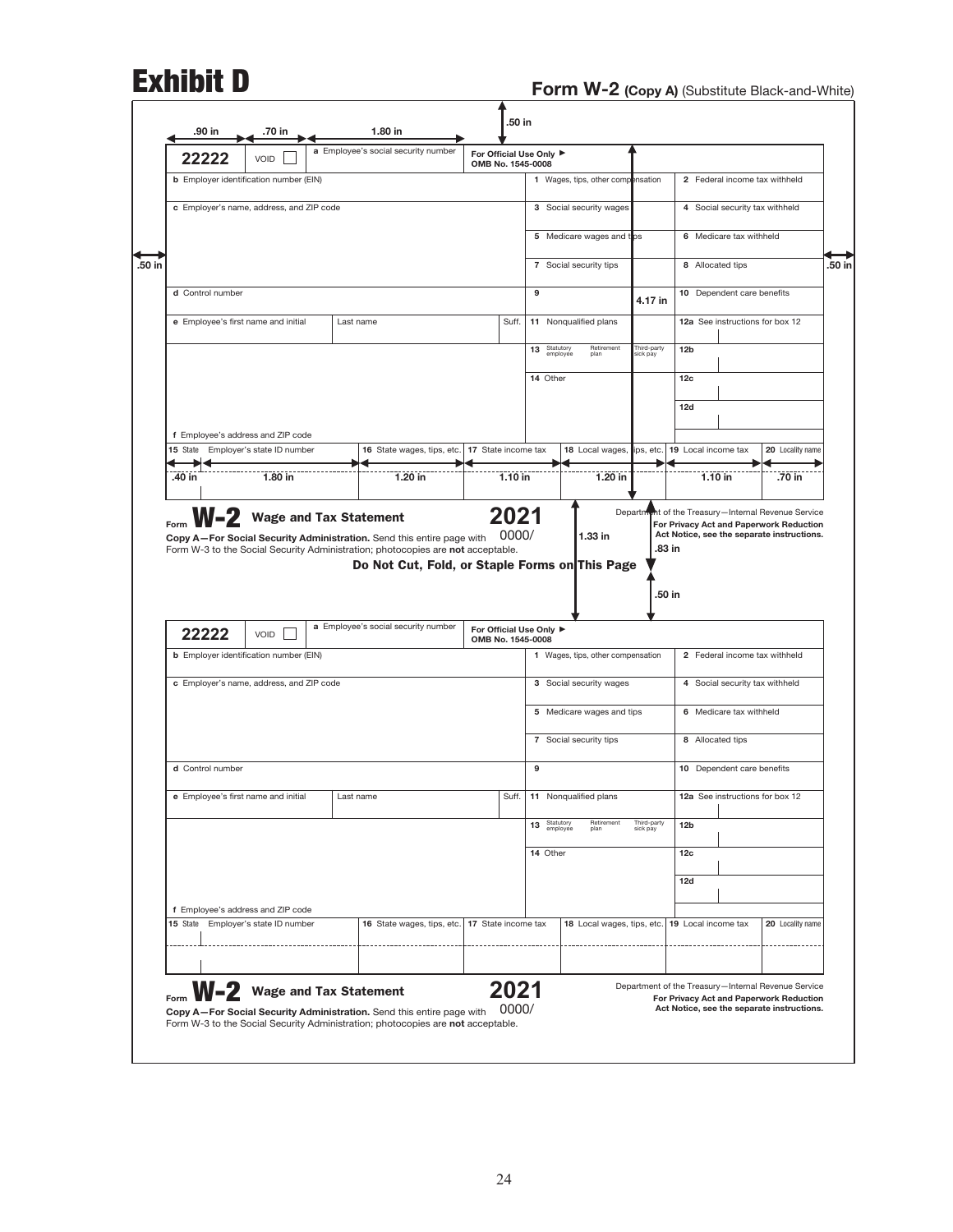# Exhibit D

**Form W-2 (Copy A)** (Substitute Black-and-White)

.90 in .70 in 1.80 in .50 in

| 22222 | VOID ☐ | a Employee's social security number | For Official Use Only ► OMB No. 1545-0008 | | |
|---|---|---|---|---|---|
| b Employer identification number (EIN) | | | | 1 Wages, tips, other compensation | 2 Federal income tax withheld |
| c Employer's name, address, and ZIP code | | | | 3 Social security wages | 4 Social security tax withheld |
| | | | | 5 Medicare wages and tips | 6 Medicare tax withheld |
| | | | | 7 Social security tips | 8 Allocated tips |
| d Control number | | | | 9 | 10 Dependent care benefits |
| e Employee's first name and initial | | Last name | Suff. | 11 Nonqualified plans | 12a See instructions for box 12 |
| | | | | 13 Statutory employee / Retirement plan / Third-party sick pay | 12b |
| | | | | 14 Other | 12c |
| | | | | | 12d |
| f Employee's address and ZIP code | | | | | |

.50 in .50 in 4.17 in

| 15 State | Employer's state ID number | 16 State wages, tips, etc. | 17 State income tax | 18 Local wages, tips, etc. | 19 Local income tax | 20 Locality name |
|---|---|---|---|---|---|---|
| .40 in | 1.80 in | 1.20 in | 1.10 in | 1.20 in | 1.10 in | .70 in |

Form **W-2** **Wage and Tax Statement** **2021** 0000/

Department of the Treasury—Internal Revenue Service

**For Privacy Act and Paperwork Reduction Act Notice, see the separate instructions.**

**Copy A—For Social Security Administration.** Send this entire page with Form W-3 to the Social Security Administration; photocopies are **not** acceptable.

1.33 in .83 in

**Do Not Cut, Fold, or Staple Forms on This Page**

.50 in

| 22222 | VOID ☐ | a Employee's social security number | For Official Use Only ► OMB No. 1545-0008 | | |
|---|---|---|---|---|---|
| b Employer identification number (EIN) | | | | 1 Wages, tips, other compensation | 2 Federal income tax withheld |
| c Employer's name, address, and ZIP code | | | | 3 Social security wages | 4 Social security tax withheld |
| | | | | 5 Medicare wages and tips | 6 Medicare tax withheld |
| | | | | 7 Social security tips | 8 Allocated tips |
| d Control number | | | | 9 | 10 Dependent care benefits |
| e Employee's first name and initial | | Last name | Suff. | 11 Nonqualified plans | 12a See instructions for box 12 |
| | | | | 13 Statutory employee / Retirement plan / Third-party sick pay | 12b |
| | | | | 14 Other | 12c |
| | | | | | 12d |
| f Employee's address and ZIP code | | | | | |

| 15 State | Employer's state ID number | 16 State wages, tips, etc. | 17 State income tax | 18 Local wages, tips, etc. | 19 Local income tax | 20 Locality name |
|---|---|---|---|---|---|---|
| | | | | | | |

Form **W-2** **Wage and Tax Statement** **2021** 0000/

Department of the Treasury—Internal Revenue Service

**For Privacy Act and Paperwork Reduction Act Notice, see the separate instructions.**

**Copy A—For Social Security Administration.** Send this entire page with Form W-3 to the Social Security Administration; photocopies are **not** acceptable.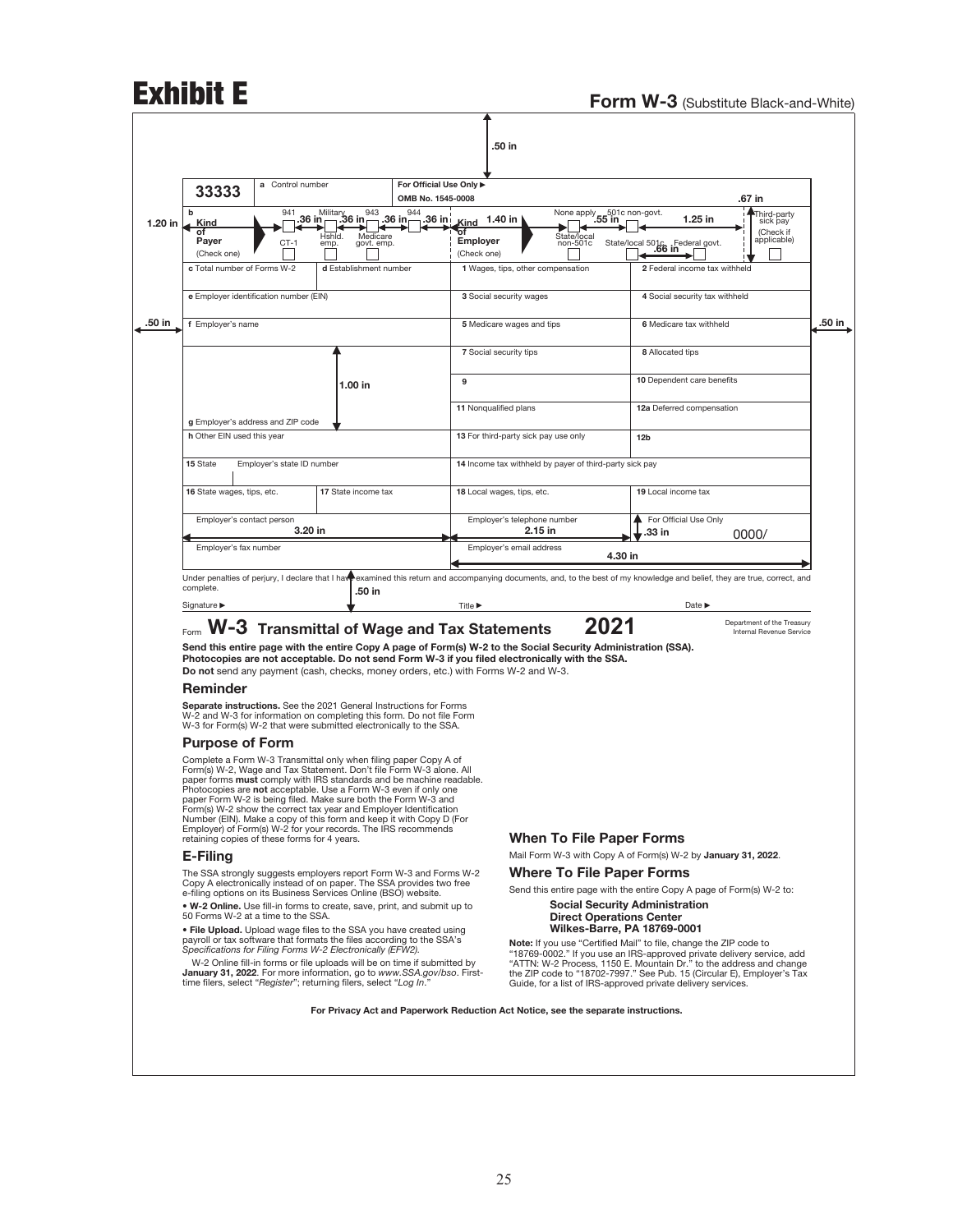# Exhibit E

**Form W-3** (Substitute Black-and-White)

.50 in

| 33333 | a Control number | For Official Use Only ▶ OMB No. 1545-0008 | | .67 in |
|---|---|---|---|---|
| b Kind of Payer (Check one) | 941 .36 in Military .36 in 943 .36 in 944 .36 in CT-1 Hshld. emp. Medicare govt. emp. | Kind of Employer (Check one) 1.40 in | None apply .55 in 501c non-govt. State/local non-501c State/local 501c Federal govt. .66 in 1.25 in | Third-party sick pay (Check if applicable) |
| c Total number of Forms W-2 | d Establishment number | 1 Wages, tips, other compensation | 2 Federal income tax withheld | |
| e Employer identification number (EIN) | | 3 Social security wages | 4 Social security tax withheld | |
| f Employer's name | | 5 Medicare wages and tips | 6 Medicare tax withheld | |
| | | 7 Social security tips | 8 Allocated tips | |
| 1.00 in | | 9 | 10 Dependent care benefits | |
| g Employer's address and ZIP code | | 11 Nonqualified plans | 12a Deferred compensation | |
| h Other EIN used this year | | 13 For third-party sick pay use only | 12b | |
| 15 State Employer's state ID number | | 14 Income tax withheld by payer of third-party sick pay | | |
| 16 State wages, tips, etc. | 17 State income tax | 18 Local wages, tips, etc. | 19 Local income tax | |
| Employer's contact person 3.20 in | | Employer's telephone number 2.15 in | For Official Use Only .33 in 0000/ | |
| Employer's fax number | | Employer's email address 4.30 in | | |

1.20 in · .50 in · .50 in

Under penalties of perjury, I declare that I have examined this return and accompanying documents, and, to the best of my knowledge and belief, they are true, correct, and complete.

.50 in

Signature ▶ Title ▶ Date ▶

Form **W-3 Transmittal of Wage and Tax Statements** **2021**

Department of the Treasury Internal Revenue Service

**Send this entire page with the entire Copy A page of Form(s) W-2 to the Social Security Administration (SSA). Photocopies are not acceptable. Do not send Form W-3 if you filed electronically with the SSA.**

**Do not** send any payment (cash, checks, money orders, etc.) with Forms W-2 and W-3.

## Reminder

**Separate instructions.** See the 2021 General Instructions for Forms W-2 and W-3 for information on completing this form. Do not file Form W-3 for Form(s) W-2 that were submitted electronically to the SSA.

## Purpose of Form

Complete a Form W-3 Transmittal only when filing paper Copy A of Form(s) W-2, Wage and Tax Statement. Don't file Form W-3 alone. All paper forms **must** comply with IRS standards and be machine readable. Photocopies are **not** acceptable. Use a Form W-3 even if only one paper Form W-2 is being filed. Make sure both the Form W-3 and Form(s) W-2 show the correct tax year and Employer Identification Number (EIN). Make a copy of this form and keep it with Copy D (For Employer) of Form(s) W-2 for your records. The IRS recommends retaining copies of these forms for 4 years.

## E-Filing

The SSA strongly suggests employers report Form W-3 and Forms W-2 Copy A electronically instead of on paper. The SSA provides two free e-filing options on its Business Services Online (BSO) website.

- **W-2 Online.** Use fill-in forms to create, save, print, and submit up to 50 Forms W-2 at a time to the SSA.
- **File Upload.** Upload wage files to the SSA you have created using payroll or tax software that formats the files according to the SSA's *Specifications for Filing Forms W-2 Electronically (EFW2).*

W-2 Online fill-in forms or file uploads will be on time if submitted by **January 31, 2022**. For more information, go to *www.SSA.gov/bso*. First-time filers, select "*Register*"; returning filers, select "*Log In*."

## When To File Paper Forms

Mail Form W-3 with Copy A of Form(s) W-2 by **January 31, 2022**.

## Where To File Paper Forms

Send this entire page with the entire Copy A page of Form(s) W-2 to:

**Social Security Administration**
**Direct Operations Center**
**Wilkes-Barre, PA 18769-0001**

**Note:** If you use "Certified Mail" to file, change the ZIP code to "18769-0002." If you use an IRS-approved private delivery service, add "ATTN: W-2 Process, 1150 E. Mountain Dr." to the address and change the ZIP code to "18702-7997." See Pub. 15 (Circular E), Employer's Tax Guide, for a list of IRS-approved private delivery services.

**For Privacy Act and Paperwork Reduction Act Notice, see the separate instructions.**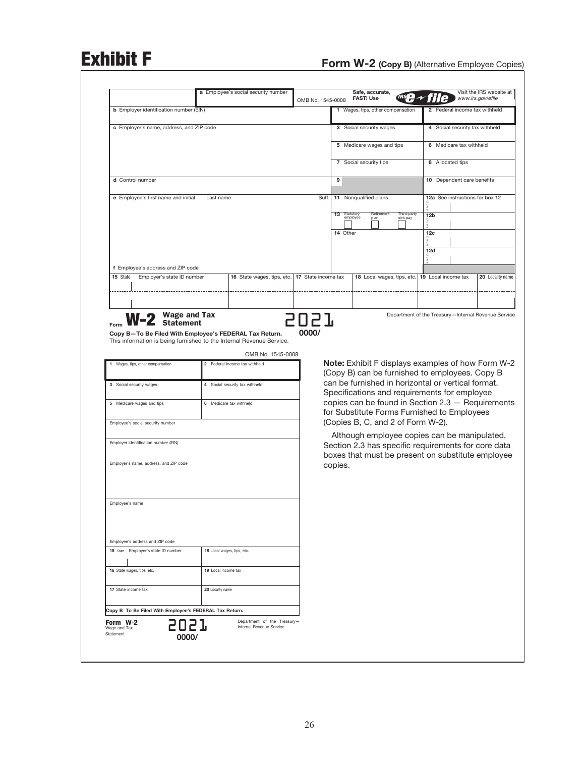# Exhibit F

**Form W-2 (Copy B)** (Alternative Employee Copies)

| | | | |
|---|---|---|---|
| | **a** Employee's social security number | OMB No. 1545-0008 | Safe, accurate, FAST! Use IRS e-file — Visit the IRS website at www.irs.gov/efile |
| **b** Employer identification number (EIN) | | **1** Wages, tips, other compensation | **2** Federal income tax withheld |
| **c** Employer's name, address, and ZIP code | | **3** Social security wages | **4** Social security tax withheld |
| | | **5** Medicare wages and tips | **6** Medicare tax withheld |
| | | **7** Social security tips | **8** Allocated tips |
| **d** Control number | | **9** | **10** Dependent care benefits |
| **e** Employee's first name and initial — Last name — Suff. | | **11** Nonqualified plans | **12a** See instructions for box 12 (Code) |
| | | **13** Statutory employee / Retirement plan / Third-party sick pay | **12b** (Code) |
| | | **14** Other | **12c** (Code) |
| | | | **12d** (Code) |
| **f** Employee's address and ZIP code | | | |

| **15** State — Employer's state ID number | **16** State wages, tips, etc. | **17** State income tax | **18** Local wages, tips, etc. | **19** Local income tax | **20** Locality name |
|---|---|---|---|---|---|
| | | | | | |
| | | | | | |

Form **W-2** **Wage and Tax Statement** **2021**

0000/

Department of the Treasury—Internal Revenue Service

**Copy B—To Be Filed With Employee's FEDERAL Tax Return.**
This information is being furnished to the Internal Revenue Service.

OMB No. 1545-0008

| | |
|---|---|
| **1** Wages, tips, other compensation | **2** Federal income tax withheld |
| **3** Social security wages | **4** Social security tax withheld |
| **5** Medicare wages and tips | **6** Medicare tax withheld |
| Employee's social security number | |
| Employer identification number (EIN) | |
| Employer's name, address, and ZIP code | |
| Employee's name | |
| Employee's address and ZIP code | |
| **15** State — Employer's state ID number | **18** Local wages, tips, etc. |
| **16** State wages, tips, etc. | **19** Local income tax |
| **17** State income tax | **20** Locality name |

**Copy B To Be Filed With Employee's FEDERAL Tax Return.**

**Form W-2** Wage and Tax Statement **2021** 0000/

Department of the Treasury—Internal Revenue Service

**Note:** Exhibit F displays examples of how Form W-2 (Copy B) can be furnished to employees. Copy B can be furnished in horizontal or vertical format. Specifications and requirements for employee copies can be found in Section 2.3 — Requirements for Substitute Forms Furnished to Employees (Copies B, C, and 2 of Form W-2).

Although employee copies can be manipulated, Section 2.3 has specific requirements for core data boxes that must be present on substitute employee copies.